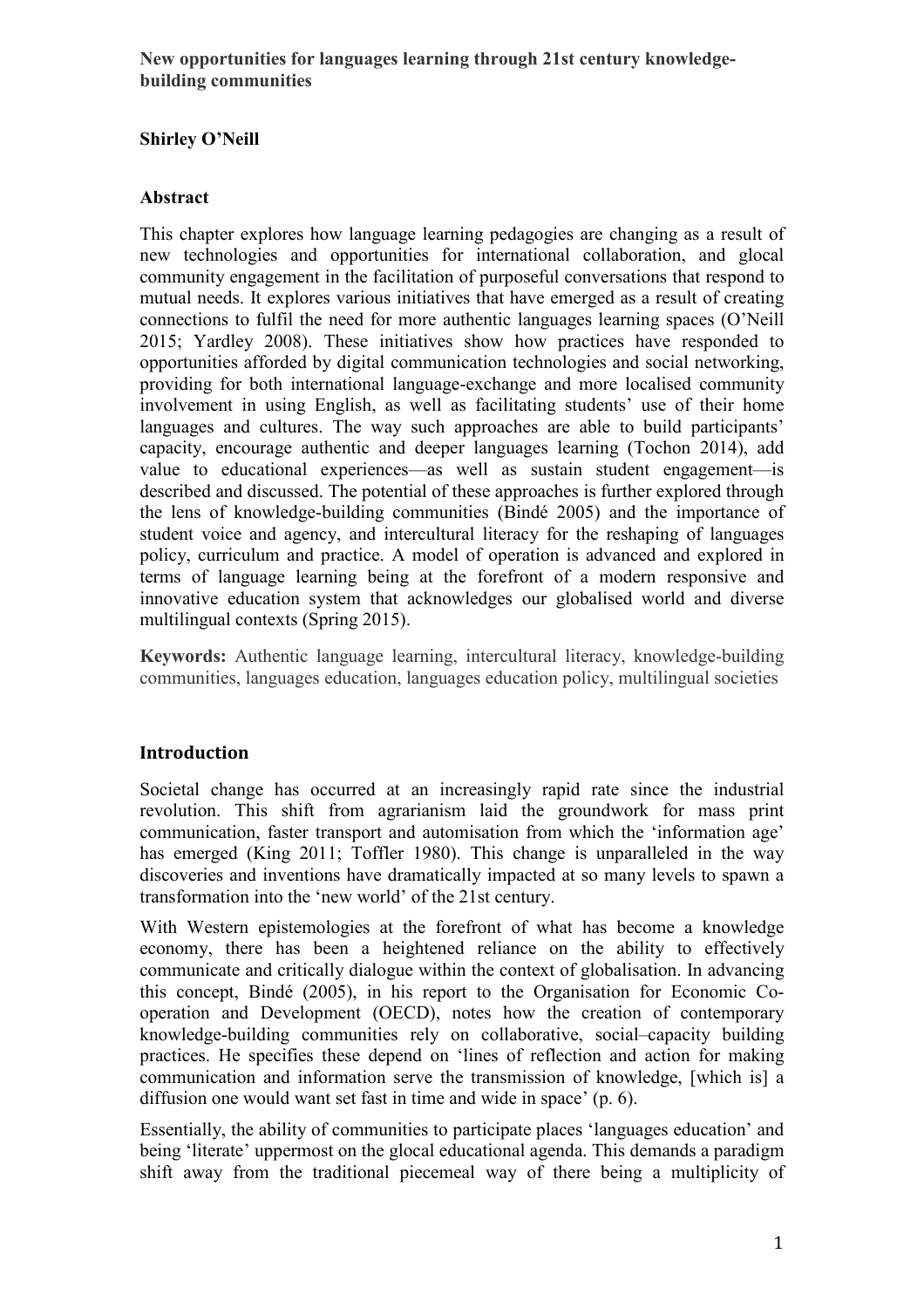# New opportunities for languages learning through 21st century knowledge-building communities

**Shirley O'Neill**

## Abstract

This chapter explores how language learning pedagogies are changing as a result of new technologies and opportunities for international collaboration, and glocal community engagement in the facilitation of purposeful conversations that respond to mutual needs. It explores various initiatives that have emerged as a result of creating connections to fulfil the need for more authentic languages learning spaces (O'Neill 2015; Yardley 2008). These initiatives show how practices have responded to opportunities afforded by digital communication technologies and social networking, providing for both international language-exchange and more localised community involvement in using English, as well as facilitating students' use of their home languages and cultures. The way such approaches are able to build participants' capacity, encourage authentic and deeper languages learning (Tochon 2014), add value to educational experiences—as well as sustain student engagement—is described and discussed. The potential of these approaches is further explored through the lens of knowledge-building communities (Bindé 2005) and the importance of student voice and agency, and intercultural literacy for the reshaping of languages policy, curriculum and practice. A model of operation is advanced and explored in terms of language learning being at the forefront of a modern responsive and innovative education system that acknowledges our globalised world and diverse multilingual contexts (Spring 2015).

**Keywords:** Authentic language learning, intercultural literacy, knowledge-building communities, languages education, languages education policy, multilingual societies

## Introduction

Societal change has occurred at an increasingly rapid rate since the industrial revolution. This shift from agrarianism laid the groundwork for mass print communication, faster transport and automisation from which the 'information age' has emerged (King 2011; Toffler 1980). This change is unparalleled in the way discoveries and inventions have dramatically impacted at so many levels to spawn a transformation into the 'new world' of the 21st century.

With Western epistemologies at the forefront of what has become a knowledge economy, there has been a heightened reliance on the ability to effectively communicate and critically dialogue within the context of globalisation. In advancing this concept, Bindé (2005), in his report to the Organisation for Economic Co-operation and Development (OECD), notes how the creation of contemporary knowledge-building communities rely on collaborative, social–capacity building practices. He specifies these depend on 'lines of reflection and action for making communication and information serve the transmission of knowledge, [which is] a diffusion one would want set fast in time and wide in space' (p. 6).

Essentially, the ability of communities to participate places 'languages education' and being 'literate' uppermost on the glocal educational agenda. This demands a paradigm shift away from the traditional piecemeal way of there being a multiplicity of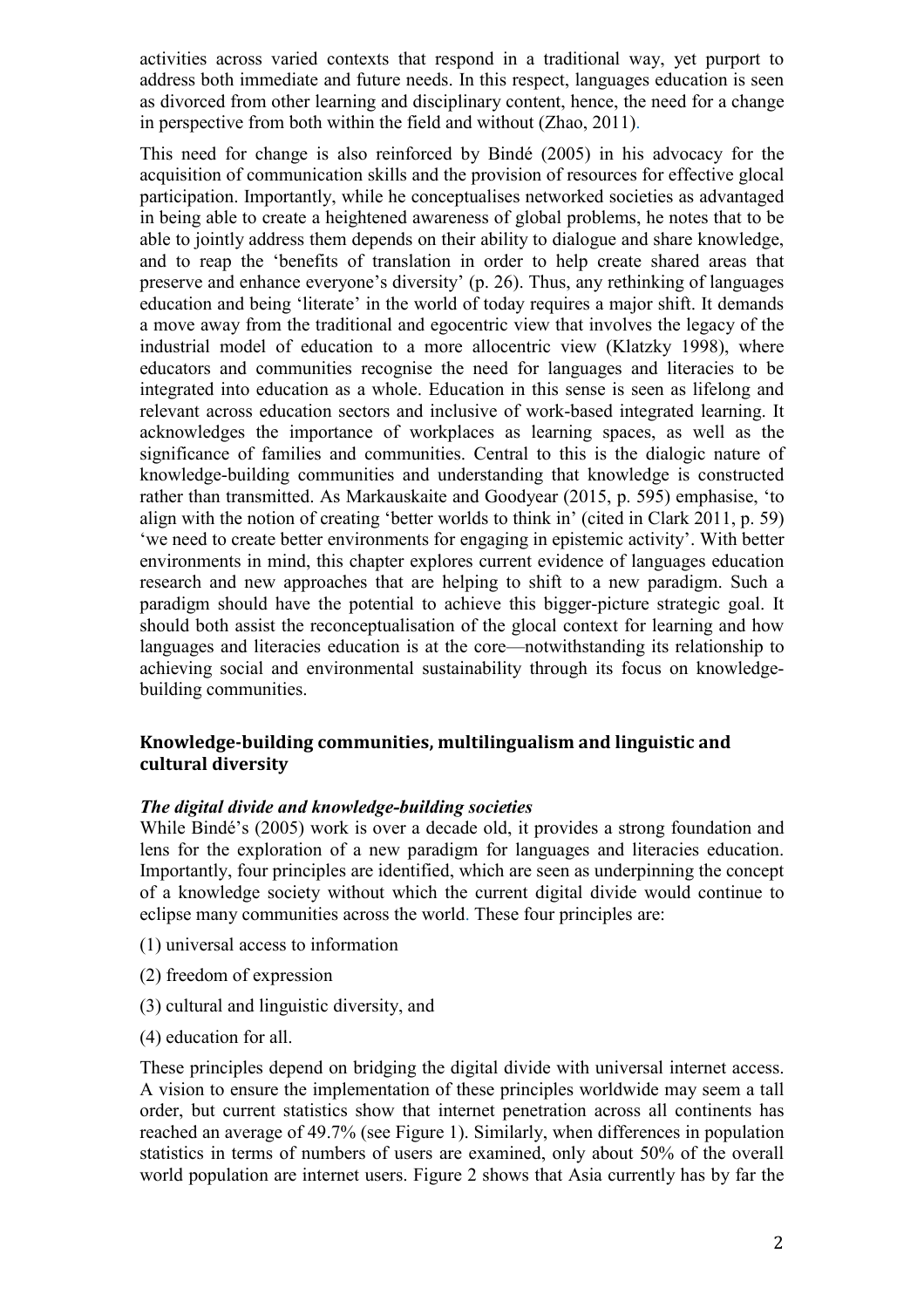activities across varied contexts that respond in a traditional way, yet purport to address both immediate and future needs. In this respect, languages education is seen as divorced from other learning and disciplinary content, hence, the need for a change in perspective from both within the field and without (Zhao, 2011).

This need for change is also reinforced by Bindé (2005) in his advocacy for the acquisition of communication skills and the provision of resources for effective glocal participation. Importantly, while he conceptualises networked societies as advantaged in being able to create a heightened awareness of global problems, he notes that to be able to jointly address them depends on their ability to dialogue and share knowledge, and to reap the 'benefits of translation in order to help create shared areas that preserve and enhance everyone's diversity' (p. 26). Thus, any rethinking of languages education and being 'literate' in the world of today requires a major shift. It demands a move away from the traditional and egocentric view that involves the legacy of the industrial model of education to a more allocentric view (Klatzky 1998), where educators and communities recognise the need for languages and literacies to be integrated into education as a whole. Education in this sense is seen as lifelong and relevant across education sectors and inclusive of work-based integrated learning. It acknowledges the importance of workplaces as learning spaces, as well as the significance of families and communities. Central to this is the dialogic nature of knowledge-building communities and understanding that knowledge is constructed rather than transmitted. As Markauskaite and Goodyear (2015, p. 595) emphasise, 'to align with the notion of creating 'better worlds to think in' (cited in Clark 2011, p. 59) 'we need to create better environments for engaging in epistemic activity'. With better environments in mind, this chapter explores current evidence of languages education research and new approaches that are helping to shift to a new paradigm. Such a paradigm should have the potential to achieve this bigger-picture strategic goal. It should both assist the reconceptualisation of the glocal context for learning and how languages and literacies education is at the core—notwithstanding its relationship to achieving social and environmental sustainability through its focus on knowledge-building communities.

## Knowledge-building communities, multilingualism and linguistic and cultural diversity

### *The digital divide and knowledge-building societies*

While Bindé's (2005) work is over a decade old, it provides a strong foundation and lens for the exploration of a new paradigm for languages and literacies education. Importantly, four principles are identified, which are seen as underpinning the concept of a knowledge society without which the current digital divide would continue to eclipse many communities across the world. These four principles are:

(1) universal access to information

(2) freedom of expression

(3) cultural and linguistic diversity, and

(4) education for all.

These principles depend on bridging the digital divide with universal internet access. A vision to ensure the implementation of these principles worldwide may seem a tall order, but current statistics show that internet penetration across all continents has reached an average of 49.7% (see Figure 1). Similarly, when differences in population statistics in terms of numbers of users are examined, only about 50% of the overall world population are internet users. Figure 2 shows that Asia currently has by far the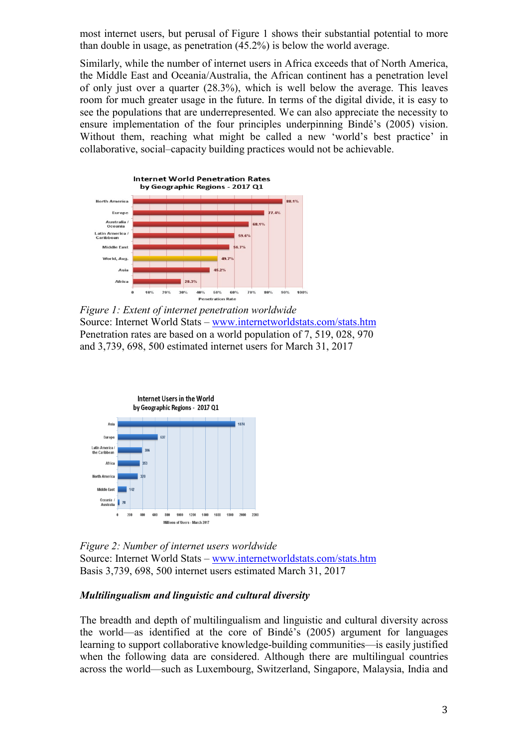most internet users, but perusal of Figure 1 shows their substantial potential to more than double in usage, as penetration (45.2%) is below the world average.

Similarly, while the number of internet users in Africa exceeds that of North America, the Middle East and Oceania/Australia, the African continent has a penetration level of only just over a quarter (28.3%), which is well below the average. This leaves room for much greater usage in the future. In terms of the digital divide, it is easy to see the populations that are underrepresented. We can also appreciate the necessity to ensure implementation of the four principles underpinning Bindé's (2005) vision. Without them, reaching what might be called a new 'world's best practice' in collaborative, social–capacity building practices would not be achievable.

*Figure 1: Extent of internet penetration worldwide*
Source: Internet World Stats – www.internetworldstats.com/stats.htm
Penetration rates are based on a world population of 7, 519, 028, 970 and 3,739, 698, 500 estimated internet users for March 31, 2017

*Figure 2: Number of internet users worldwide*
Source: Internet World Stats – www.internetworldstats.com/stats.htm
Basis 3,739, 698, 500 internet users estimated March 31, 2017

### *Multilingualism and linguistic and cultural diversity*

The breadth and depth of multilingualism and linguistic and cultural diversity across the world—as identified at the core of Bindé's (2005) argument for languages learning to support collaborative knowledge-building communities—is easily justified when the following data are considered. Although there are multilingual countries across the world—such as Luxembourg, Switzerland, Singapore, Malaysia, India and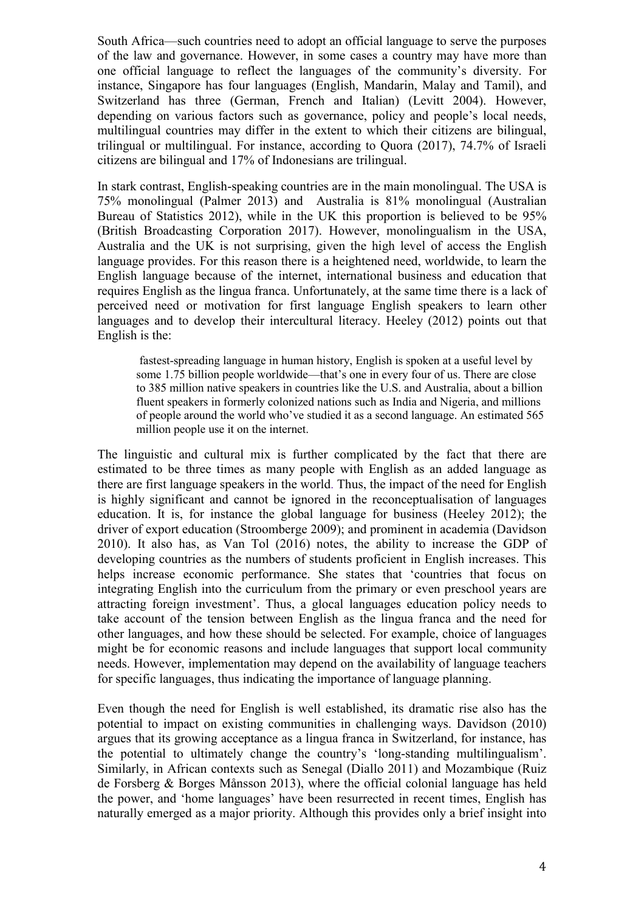South Africa—such countries need to adopt an official language to serve the purposes of the law and governance. However, in some cases a country may have more than one official language to reflect the languages of the community's diversity. For instance, Singapore has four languages (English, Mandarin, Malay and Tamil), and Switzerland has three (German, French and Italian) (Levitt 2004). However, depending on various factors such as governance, policy and people's local needs, multilingual countries may differ in the extent to which their citizens are bilingual, trilingual or multilingual. For instance, according to Quora (2017), 74.7% of Israeli citizens are bilingual and 17% of Indonesians are trilingual.

In stark contrast, English-speaking countries are in the main monolingual. The USA is 75% monolingual (Palmer 2013) and Australia is 81% monolingual (Australian Bureau of Statistics 2012), while in the UK this proportion is believed to be 95% (British Broadcasting Corporation 2017). However, monolingualism in the USA, Australia and the UK is not surprising, given the high level of access the English language provides. For this reason there is a heightened need, worldwide, to learn the English language because of the internet, international business and education that requires English as the lingua franca. Unfortunately, at the same time there is a lack of perceived need or motivation for first language English speakers to learn other languages and to develop their intercultural literacy. Heeley (2012) points out that English is the:

> fastest-spreading language in human history, English is spoken at a useful level by some 1.75 billion people worldwide—that's one in every four of us. There are close to 385 million native speakers in countries like the U.S. and Australia, about a billion fluent speakers in formerly colonized nations such as India and Nigeria, and millions of people around the world who've studied it as a second language. An estimated 565 million people use it on the internet.

The linguistic and cultural mix is further complicated by the fact that there are estimated to be three times as many people with English as an added language as there are first language speakers in the world. Thus, the impact of the need for English is highly significant and cannot be ignored in the reconceptualisation of languages education. It is, for instance the global language for business (Heeley 2012); the driver of export education (Stroomberge 2009); and prominent in academia (Davidson 2010). It also has, as Van Tol (2016) notes, the ability to increase the GDP of developing countries as the numbers of students proficient in English increases. This helps increase economic performance. She states that 'countries that focus on integrating English into the curriculum from the primary or even preschool years are attracting foreign investment'. Thus, a glocal languages education policy needs to take account of the tension between English as the lingua franca and the need for other languages, and how these should be selected. For example, choice of languages might be for economic reasons and include languages that support local community needs. However, implementation may depend on the availability of language teachers for specific languages, thus indicating the importance of language planning.

Even though the need for English is well established, its dramatic rise also has the potential to impact on existing communities in challenging ways. Davidson (2010) argues that its growing acceptance as a lingua franca in Switzerland, for instance, has the potential to ultimately change the country's 'long-standing multilingualism'. Similarly, in African contexts such as Senegal (Diallo 2011) and Mozambique (Ruiz de Forsberg & Borges Månsson 2013), where the official colonial language has held the power, and 'home languages' have been resurrected in recent times, English has naturally emerged as a major priority. Although this provides only a brief insight into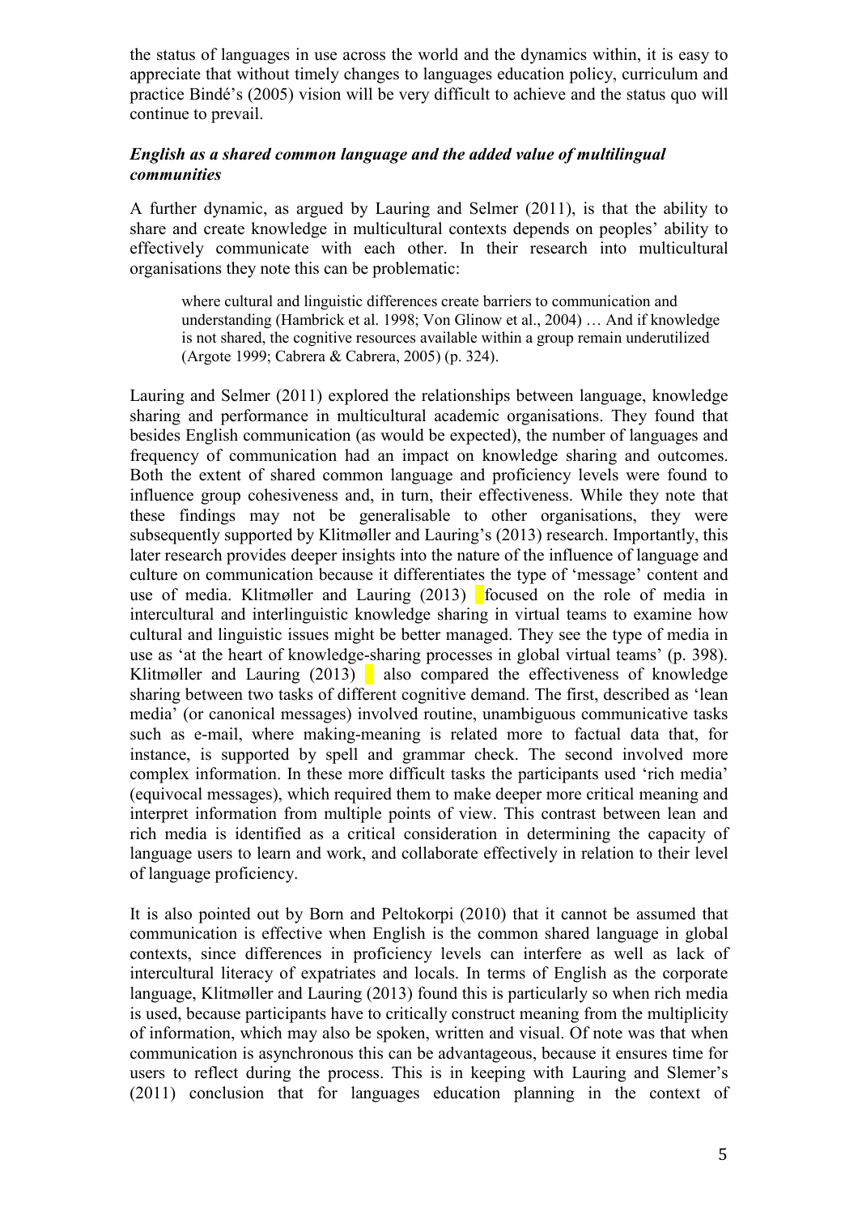the status of languages in use across the world and the dynamics within, it is easy to appreciate that without timely changes to languages education policy, curriculum and practice Bindé's (2005) vision will be very difficult to achieve and the status quo will continue to prevail.

### *English as a shared common language and the added value of multilingual communities*

A further dynamic, as argued by Lauring and Selmer (2011), is that the ability to share and create knowledge in multicultural contexts depends on peoples' ability to effectively communicate with each other. In their research into multicultural organisations they note this can be problematic:

> where cultural and linguistic differences create barriers to communication and understanding (Hambrick et al. 1998; Von Glinow et al., 2004) … And if knowledge is not shared, the cognitive resources available within a group remain underutilized (Argote 1999; Cabrera & Cabrera, 2005) (p. 324).

Lauring and Selmer (2011) explored the relationships between language, knowledge sharing and performance in multicultural academic organisations. They found that besides English communication (as would be expected), the number of languages and frequency of communication had an impact on knowledge sharing and outcomes. Both the extent of shared common language and proficiency levels were found to influence group cohesiveness and, in turn, their effectiveness. While they note that these findings may not be generalisable to other organisations, they were subsequently supported by Klitmøller and Lauring's (2013) research. Importantly, this later research provides deeper insights into the nature of the influence of language and culture on communication because it differentiates the type of 'message' content and use of media. Klitmøller and Lauring (2013) focused on the role of media in intercultural and interlinguistic knowledge sharing in virtual teams to examine how cultural and linguistic issues might be better managed. They see the type of media in use as 'at the heart of knowledge-sharing processes in global virtual teams' (p. 398). Klitmøller and Lauring (2013) also compared the effectiveness of knowledge sharing between two tasks of different cognitive demand. The first, described as 'lean media' (or canonical messages) involved routine, unambiguous communicative tasks such as e-mail, where making-meaning is related more to factual data that, for instance, is supported by spell and grammar check. The second involved more complex information. In these more difficult tasks the participants used 'rich media' (equivocal messages), which required them to make deeper more critical meaning and interpret information from multiple points of view. This contrast between lean and rich media is identified as a critical consideration in determining the capacity of language users to learn and work, and collaborate effectively in relation to their level of language proficiency.

It is also pointed out by Born and Peltokorpi (2010) that it cannot be assumed that communication is effective when English is the common shared language in global contexts, since differences in proficiency levels can interfere as well as lack of intercultural literacy of expatriates and locals. In terms of English as the corporate language, Klitmøller and Lauring (2013) found this is particularly so when rich media is used, because participants have to critically construct meaning from the multiplicity of information, which may also be spoken, written and visual. Of note was that when communication is asynchronous this can be advantageous, because it ensures time for users to reflect during the process. This is in keeping with Lauring and Slemer's (2011) conclusion that for languages education planning in the context of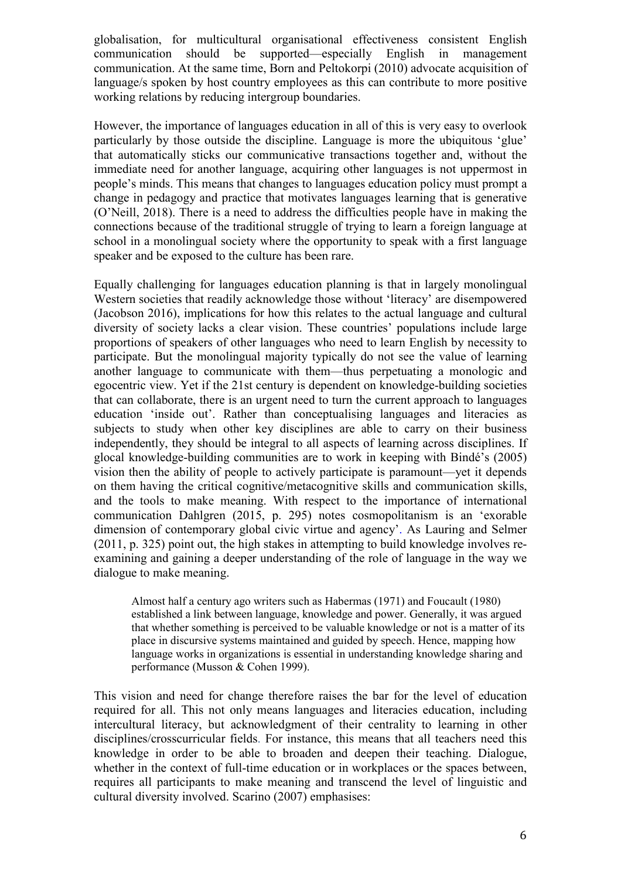globalisation, for multicultural organisational effectiveness consistent English communication should be supported—especially English in management communication. At the same time, Born and Peltokorpi (2010) advocate acquisition of language/s spoken by host country employees as this can contribute to more positive working relations by reducing intergroup boundaries.

However, the importance of languages education in all of this is very easy to overlook particularly by those outside the discipline. Language is more the ubiquitous 'glue' that automatically sticks our communicative transactions together and, without the immediate need for another language, acquiring other languages is not uppermost in people's minds. This means that changes to languages education policy must prompt a change in pedagogy and practice that motivates languages learning that is generative (O'Neill, 2018). There is a need to address the difficulties people have in making the connections because of the traditional struggle of trying to learn a foreign language at school in a monolingual society where the opportunity to speak with a first language speaker and be exposed to the culture has been rare.

Equally challenging for languages education planning is that in largely monolingual Western societies that readily acknowledge those without 'literacy' are disempowered (Jacobson 2016), implications for how this relates to the actual language and cultural diversity of society lacks a clear vision. These countries' populations include large proportions of speakers of other languages who need to learn English by necessity to participate. But the monolingual majority typically do not see the value of learning another language to communicate with them—thus perpetuating a monologic and egocentric view. Yet if the 21st century is dependent on knowledge-building societies that can collaborate, there is an urgent need to turn the current approach to languages education 'inside out'. Rather than conceptualising languages and literacies as subjects to study when other key disciplines are able to carry on their business independently, they should be integral to all aspects of learning across disciplines. If glocal knowledge-building communities are to work in keeping with Bindé's (2005) vision then the ability of people to actively participate is paramount—yet it depends on them having the critical cognitive/metacognitive skills and communication skills, and the tools to make meaning. With respect to the importance of international communication Dahlgren (2015, p. 295) notes cosmopolitanism is an 'exorable dimension of contemporary global civic virtue and agency'. As Lauring and Selmer (2011, p. 325) point out, the high stakes in attempting to build knowledge involves re-examining and gaining a deeper understanding of the role of language in the way we dialogue to make meaning.

> Almost half a century ago writers such as Habermas (1971) and Foucault (1980) established a link between language, knowledge and power. Generally, it was argued that whether something is perceived to be valuable knowledge or not is a matter of its place in discursive systems maintained and guided by speech. Hence, mapping how language works in organizations is essential in understanding knowledge sharing and performance (Musson & Cohen 1999).

This vision and need for change therefore raises the bar for the level of education required for all. This not only means languages and literacies education, including intercultural literacy, but acknowledgment of their centrality to learning in other disciplines/crosscurricular fields. For instance, this means that all teachers need this knowledge in order to be able to broaden and deepen their teaching. Dialogue, whether in the context of full-time education or in workplaces or the spaces between, requires all participants to make meaning and transcend the level of linguistic and cultural diversity involved. Scarino (2007) emphasises: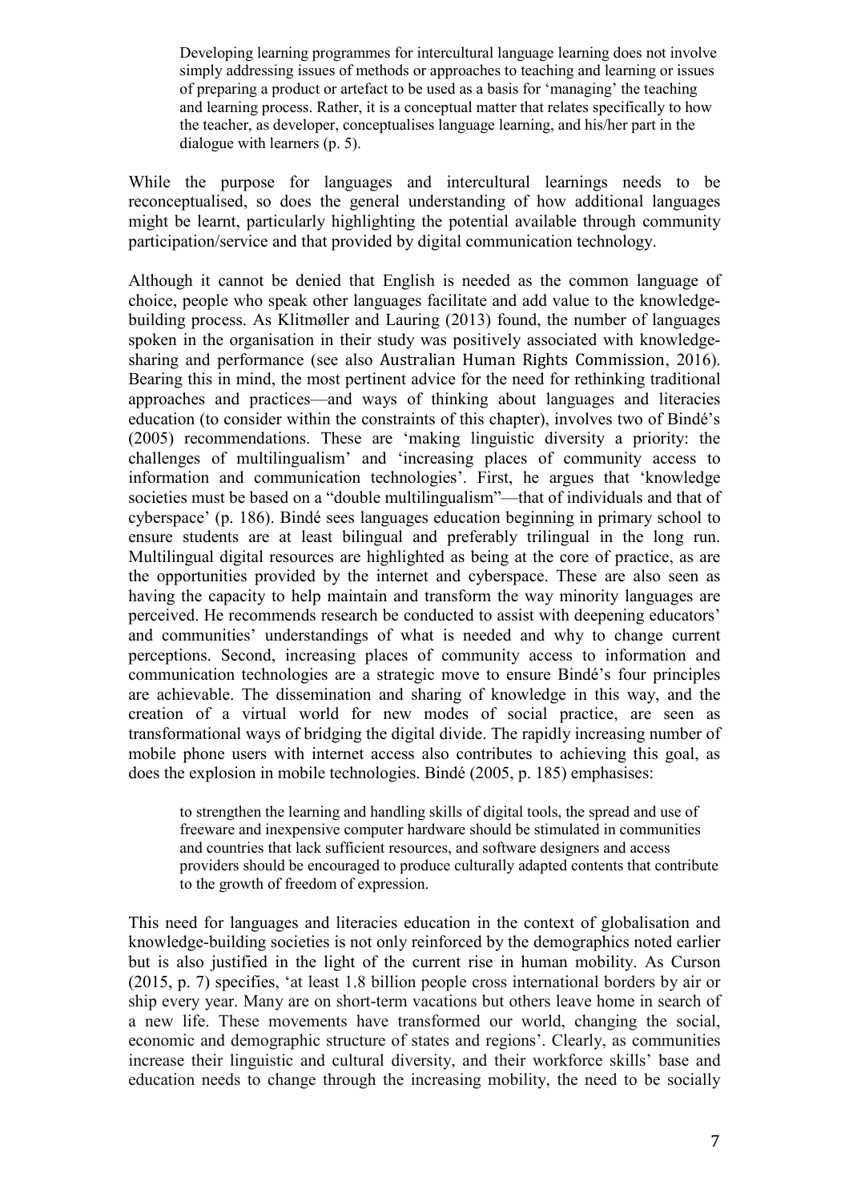> Developing learning programmes for intercultural language learning does not involve simply addressing issues of methods or approaches to teaching and learning or issues of preparing a product or artefact to be used as a basis for 'managing' the teaching and learning process. Rather, it is a conceptual matter that relates specifically to how the teacher, as developer, conceptualises language learning, and his/her part in the dialogue with learners (p. 5).

While the purpose for languages and intercultural learnings needs to be reconceptualised, so does the general understanding of how additional languages might be learnt, particularly highlighting the potential available through community participation/service and that provided by digital communication technology.

Although it cannot be denied that English is needed as the common language of choice, people who speak other languages facilitate and add value to the knowledge-building process. As Klitmøller and Lauring (2013) found, the number of languages spoken in the organisation in their study was positively associated with knowledge-sharing and performance (see also Australian Human Rights Commission, 2016). Bearing this in mind, the most pertinent advice for the need for rethinking traditional approaches and practices—and ways of thinking about languages and literacies education (to consider within the constraints of this chapter), involves two of Bindé's (2005) recommendations. These are 'making linguistic diversity a priority: the challenges of multilingualism' and 'increasing places of community access to information and communication technologies'. First, he argues that 'knowledge societies must be based on a "double multilingualism"—that of individuals and that of cyberspace' (p. 186). Bindé sees languages education beginning in primary school to ensure students are at least bilingual and preferably trilingual in the long run. Multilingual digital resources are highlighted as being at the core of practice, as are the opportunities provided by the internet and cyberspace. These are also seen as having the capacity to help maintain and transform the way minority languages are perceived. He recommends research be conducted to assist with deepening educators' and communities' understandings of what is needed and why to change current perceptions. Second, increasing places of community access to information and communication technologies are a strategic move to ensure Bindé's four principles are achievable. The dissemination and sharing of knowledge in this way, and the creation of a virtual world for new modes of social practice, are seen as transformational ways of bridging the digital divide. The rapidly increasing number of mobile phone users with internet access also contributes to achieving this goal, as does the explosion in mobile technologies. Bindé (2005, p. 185) emphasises:

> to strengthen the learning and handling skills of digital tools, the spread and use of freeware and inexpensive computer hardware should be stimulated in communities and countries that lack sufficient resources, and software designers and access providers should be encouraged to produce culturally adapted contents that contribute to the growth of freedom of expression.

This need for languages and literacies education in the context of globalisation and knowledge-building societies is not only reinforced by the demographics noted earlier but is also justified in the light of the current rise in human mobility. As Curson (2015, p. 7) specifies, 'at least 1.8 billion people cross international borders by air or ship every year. Many are on short-term vacations but others leave home in search of a new life. These movements have transformed our world, changing the social, economic and demographic structure of states and regions'. Clearly, as communities increase their linguistic and cultural diversity, and their workforce skills' base and education needs to change through the increasing mobility, the need to be socially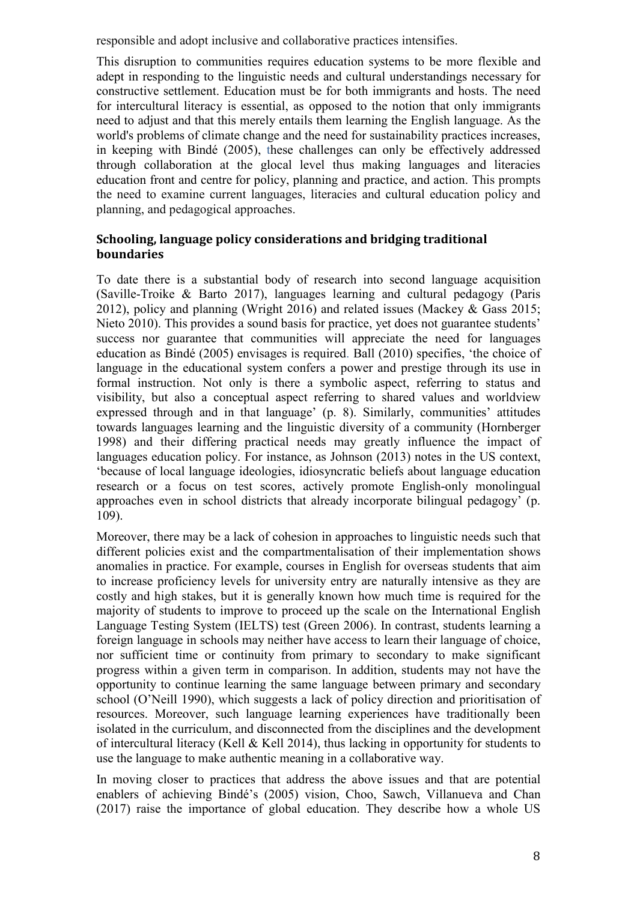responsible and adopt inclusive and collaborative practices intensifies.

This disruption to communities requires education systems to be more flexible and adept in responding to the linguistic needs and cultural understandings necessary for constructive settlement. Education must be for both immigrants and hosts. The need for intercultural literacy is essential, as opposed to the notion that only immigrants need to adjust and that this merely entails them learning the English language. As the world's problems of climate change and the need for sustainability practices increases, in keeping with Bindé (2005), these challenges can only be effectively addressed through collaboration at the glocal level thus making languages and literacies education front and centre for policy, planning and practice, and action. This prompts the need to examine current languages, literacies and cultural education policy and planning, and pedagogical approaches.

### Schooling, language policy considerations and bridging traditional boundaries

To date there is a substantial body of research into second language acquisition (Saville-Troike & Barto 2017), languages learning and cultural pedagogy (Paris 2012), policy and planning (Wright 2016) and related issues (Mackey & Gass 2015; Nieto 2010). This provides a sound basis for practice, yet does not guarantee students' success nor guarantee that communities will appreciate the need for languages education as Bindé (2005) envisages is required. Ball (2010) specifies, 'the choice of language in the educational system confers a power and prestige through its use in formal instruction. Not only is there a symbolic aspect, referring to status and visibility, but also a conceptual aspect referring to shared values and worldview expressed through and in that language' (p. 8). Similarly, communities' attitudes towards languages learning and the linguistic diversity of a community (Hornberger 1998) and their differing practical needs may greatly influence the impact of languages education policy. For instance, as Johnson (2013) notes in the US context, 'because of local language ideologies, idiosyncratic beliefs about language education research or a focus on test scores, actively promote English-only monolingual approaches even in school districts that already incorporate bilingual pedagogy' (p. 109).

Moreover, there may be a lack of cohesion in approaches to linguistic needs such that different policies exist and the compartmentalisation of their implementation shows anomalies in practice. For example, courses in English for overseas students that aim to increase proficiency levels for university entry are naturally intensive as they are costly and high stakes, but it is generally known how much time is required for the majority of students to improve to proceed up the scale on the International English Language Testing System (IELTS) test (Green 2006). In contrast, students learning a foreign language in schools may neither have access to learn their language of choice, nor sufficient time or continuity from primary to secondary to make significant progress within a given term in comparison. In addition, students may not have the opportunity to continue learning the same language between primary and secondary school (O'Neill 1990), which suggests a lack of policy direction and prioritisation of resources. Moreover, such language learning experiences have traditionally been isolated in the curriculum, and disconnected from the disciplines and the development of intercultural literacy (Kell & Kell 2014), thus lacking in opportunity for students to use the language to make authentic meaning in a collaborative way.

In moving closer to practices that address the above issues and that are potential enablers of achieving Bindé's (2005) vision, Choo, Sawch, Villanueva and Chan (2017) raise the importance of global education. They describe how a whole US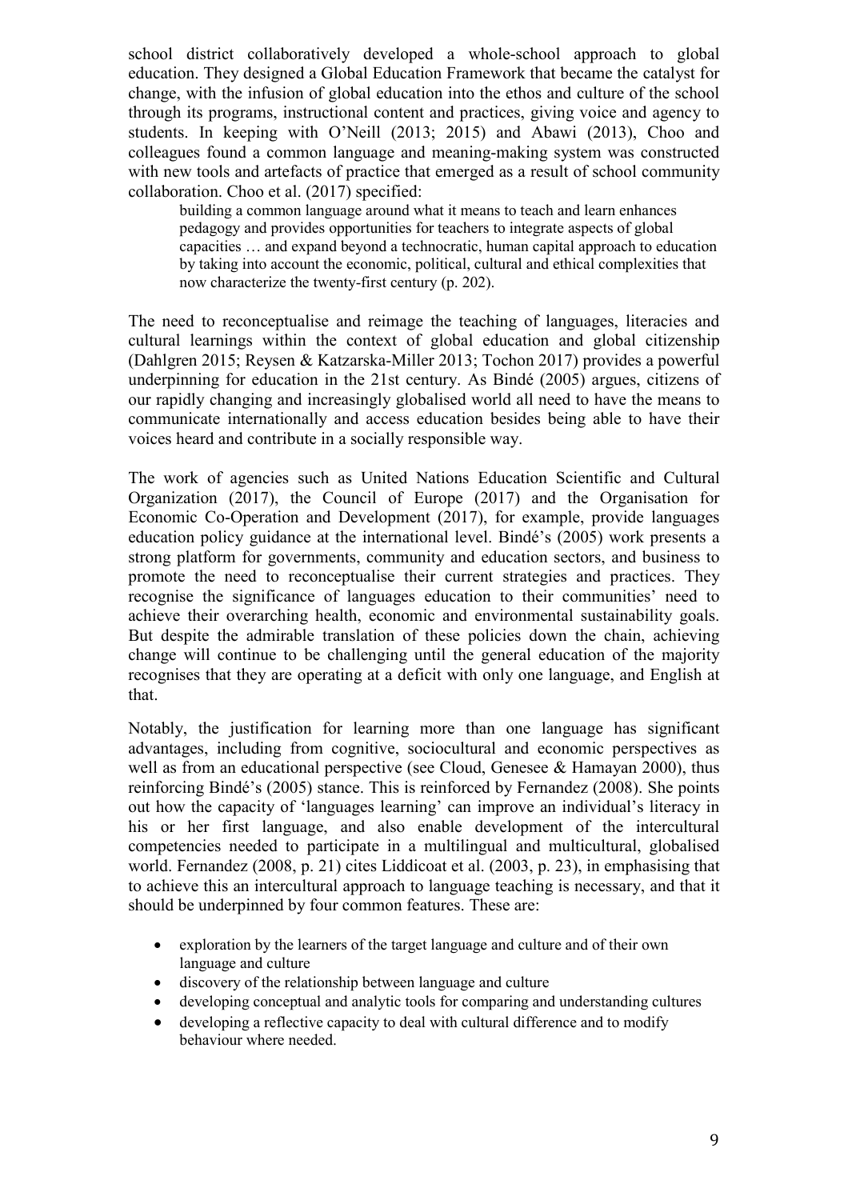school district collaboratively developed a whole-school approach to global education. They designed a Global Education Framework that became the catalyst for change, with the infusion of global education into the ethos and culture of the school through its programs, instructional content and practices, giving voice and agency to students. In keeping with O'Neill (2013; 2015) and Abawi (2013), Choo and colleagues found a common language and meaning-making system was constructed with new tools and artefacts of practice that emerged as a result of school community collaboration. Choo et al. (2017) specified:

> building a common language around what it means to teach and learn enhances pedagogy and provides opportunities for teachers to integrate aspects of global capacities … and expand beyond a technocratic, human capital approach to education by taking into account the economic, political, cultural and ethical complexities that now characterize the twenty-first century (p. 202).

The need to reconceptualise and reimage the teaching of languages, literacies and cultural learnings within the context of global education and global citizenship (Dahlgren 2015; Reysen & Katzarska-Miller 2013; Tochon 2017) provides a powerful underpinning for education in the 21st century. As Bindé (2005) argues, citizens of our rapidly changing and increasingly globalised world all need to have the means to communicate internationally and access education besides being able to have their voices heard and contribute in a socially responsible way.

The work of agencies such as United Nations Education Scientific and Cultural Organization (2017), the Council of Europe (2017) and the Organisation for Economic Co-Operation and Development (2017), for example, provide languages education policy guidance at the international level. Bindé's (2005) work presents a strong platform for governments, community and education sectors, and business to promote the need to reconceptualise their current strategies and practices. They recognise the significance of languages education to their communities' need to achieve their overarching health, economic and environmental sustainability goals. But despite the admirable translation of these policies down the chain, achieving change will continue to be challenging until the general education of the majority recognises that they are operating at a deficit with only one language, and English at that.

Notably, the justification for learning more than one language has significant advantages, including from cognitive, sociocultural and economic perspectives as well as from an educational perspective (see Cloud, Genesee & Hamayan 2000), thus reinforcing Bindé's (2005) stance. This is reinforced by Fernandez (2008). She points out how the capacity of 'languages learning' can improve an individual's literacy in his or her first language, and also enable development of the intercultural competencies needed to participate in a multilingual and multicultural, globalised world. Fernandez (2008, p. 21) cites Liddicoat et al. (2003, p. 23), in emphasising that to achieve this an intercultural approach to language teaching is necessary, and that it should be underpinned by four common features. These are:

- exploration by the learners of the target language and culture and of their own language and culture
- discovery of the relationship between language and culture
- developing conceptual and analytic tools for comparing and understanding cultures
- developing a reflective capacity to deal with cultural difference and to modify behaviour where needed.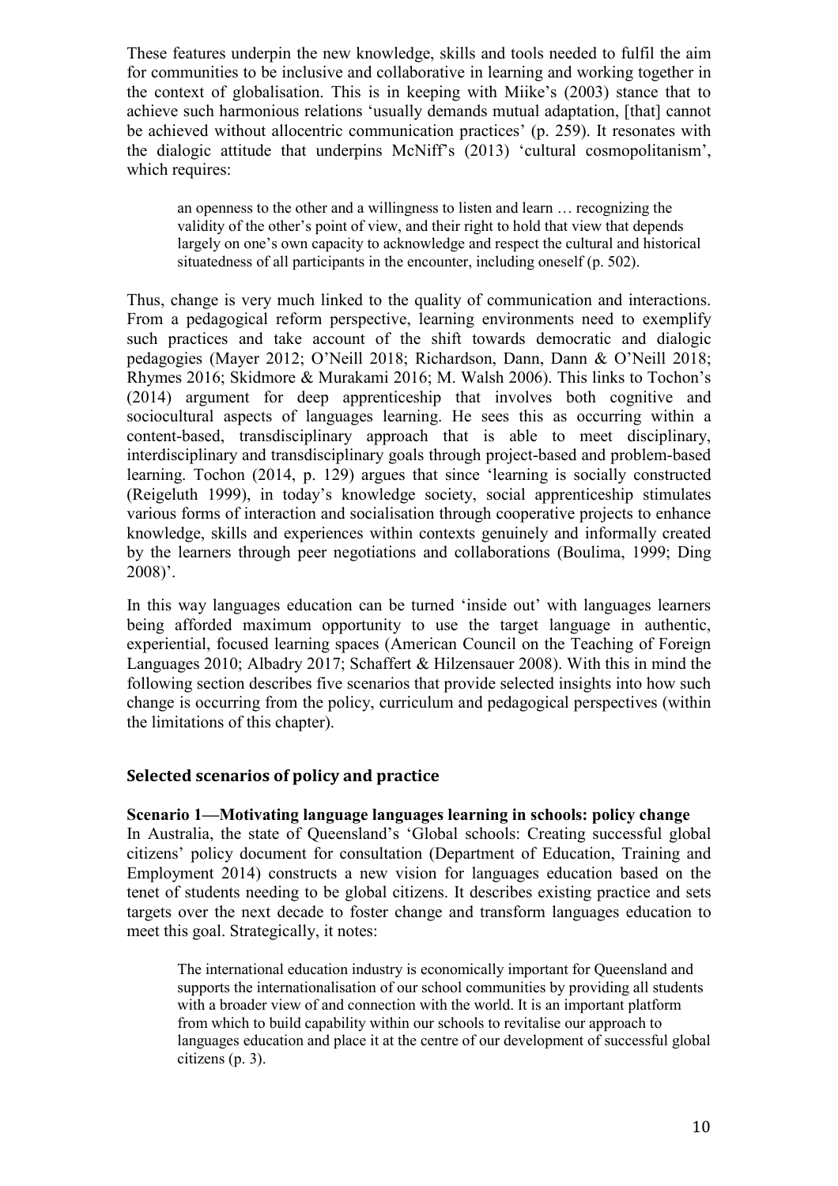These features underpin the new knowledge, skills and tools needed to fulfil the aim for communities to be inclusive and collaborative in learning and working together in the context of globalisation. This is in keeping with Miike's (2003) stance that to achieve such harmonious relations 'usually demands mutual adaptation, [that] cannot be achieved without allocentric communication practices' (p. 259). It resonates with the dialogic attitude that underpins McNiff's (2013) 'cultural cosmopolitanism', which requires:

> an openness to the other and a willingness to listen and learn … recognizing the validity of the other's point of view, and their right to hold that view that depends largely on one's own capacity to acknowledge and respect the cultural and historical situatedness of all participants in the encounter, including oneself (p. 502).

Thus, change is very much linked to the quality of communication and interactions. From a pedagogical reform perspective, learning environments need to exemplify such practices and take account of the shift towards democratic and dialogic pedagogies (Mayer 2012; O'Neill 2018; Richardson, Dann, Dann & O'Neill 2018; Rhymes 2016; Skidmore & Murakami 2016; M. Walsh 2006). This links to Tochon's (2014) argument for deep apprenticeship that involves both cognitive and sociocultural aspects of languages learning. He sees this as occurring within a content-based, transdisciplinary approach that is able to meet disciplinary, interdisciplinary and transdisciplinary goals through project-based and problem-based learning. Tochon (2014, p. 129) argues that since 'learning is socially constructed (Reigeluth 1999), in today's knowledge society, social apprenticeship stimulates various forms of interaction and socialisation through cooperative projects to enhance knowledge, skills and experiences within contexts genuinely and informally created by the learners through peer negotiations and collaborations (Boulima, 1999; Ding 2008)'.

In this way languages education can be turned 'inside out' with languages learners being afforded maximum opportunity to use the target language in authentic, experiential, focused learning spaces (American Council on the Teaching of Foreign Languages 2010; Albadry 2017; Schaffert & Hilzensauer 2008). With this in mind the following section describes five scenarios that provide selected insights into how such change is occurring from the policy, curriculum and pedagogical perspectives (within the limitations of this chapter).

## Selected scenarios of policy and practice

**Scenario 1—Motivating language languages learning in schools: policy change**

In Australia, the state of Queensland's 'Global schools: Creating successful global citizens' policy document for consultation (Department of Education, Training and Employment 2014) constructs a new vision for languages education based on the tenet of students needing to be global citizens. It describes existing practice and sets targets over the next decade to foster change and transform languages education to meet this goal. Strategically, it notes:

> The international education industry is economically important for Queensland and supports the internationalisation of our school communities by providing all students with a broader view of and connection with the world. It is an important platform from which to build capability within our schools to revitalise our approach to languages education and place it at the centre of our development of successful global citizens (p. 3).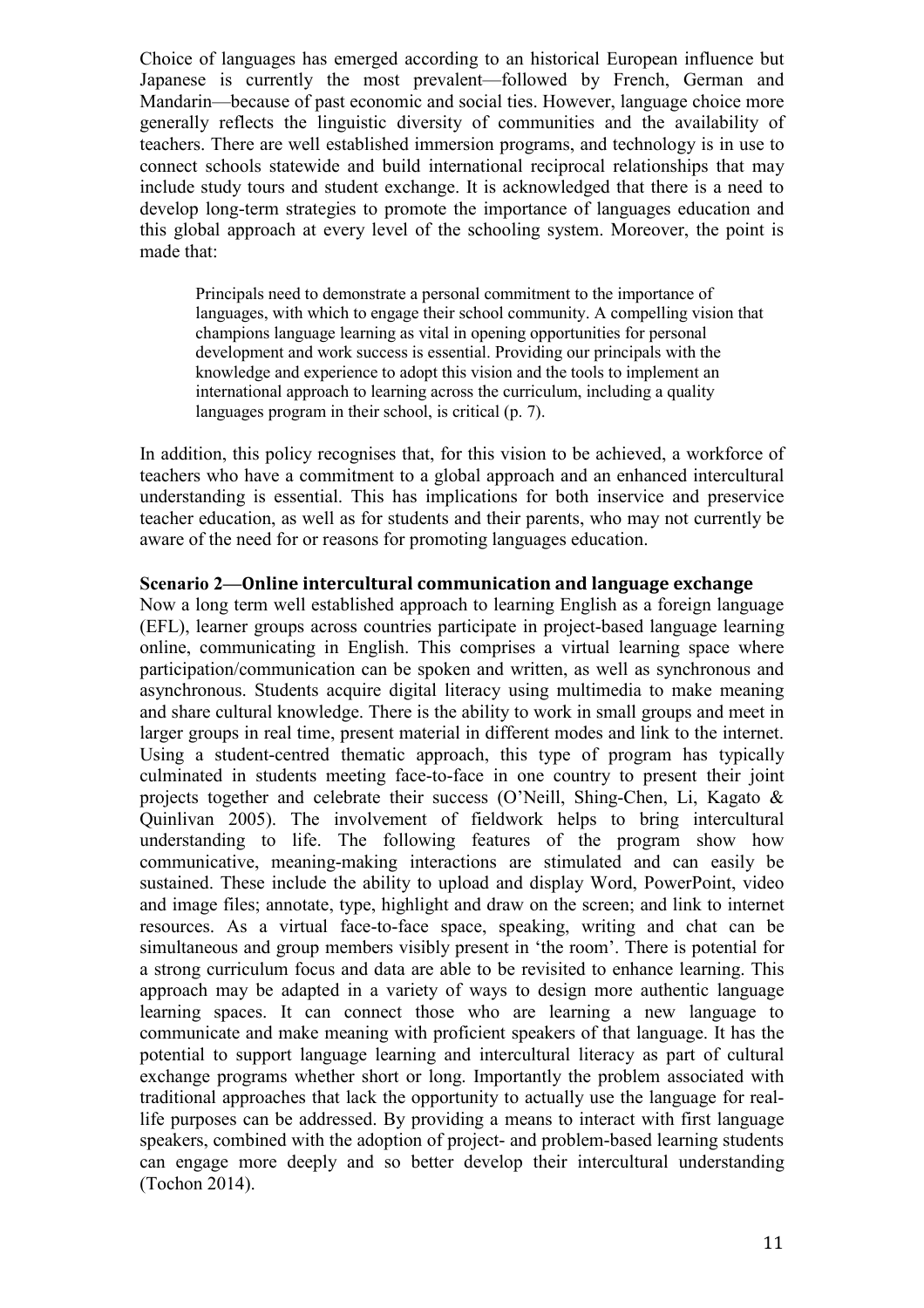Choice of languages has emerged according to an historical European influence but Japanese is currently the most prevalent—followed by French, German and Mandarin—because of past economic and social ties. However, language choice more generally reflects the linguistic diversity of communities and the availability of teachers. There are well established immersion programs, and technology is in use to connect schools statewide and build international reciprocal relationships that may include study tours and student exchange. It is acknowledged that there is a need to develop long-term strategies to promote the importance of languages education and this global approach at every level of the schooling system. Moreover, the point is made that:

> Principals need to demonstrate a personal commitment to the importance of languages, with which to engage their school community. A compelling vision that champions language learning as vital in opening opportunities for personal development and work success is essential. Providing our principals with the knowledge and experience to adopt this vision and the tools to implement an international approach to learning across the curriculum, including a quality languages program in their school, is critical (p. 7).

In addition, this policy recognises that, for this vision to be achieved, a workforce of teachers who have a commitment to a global approach and an enhanced intercultural understanding is essential. This has implications for both inservice and preservice teacher education, as well as for students and their parents, who may not currently be aware of the need for or reasons for promoting languages education.

### Scenario 2—Online intercultural communication and language exchange

Now a long term well established approach to learning English as a foreign language (EFL), learner groups across countries participate in project-based language learning online, communicating in English. This comprises a virtual learning space where participation/communication can be spoken and written, as well as synchronous and asynchronous. Students acquire digital literacy using multimedia to make meaning and share cultural knowledge. There is the ability to work in small groups and meet in larger groups in real time, present material in different modes and link to the internet. Using a student-centred thematic approach, this type of program has typically culminated in students meeting face-to-face in one country to present their joint projects together and celebrate their success (O'Neill, Shing-Chen, Li, Kagato & Quinlivan 2005). The involvement of fieldwork helps to bring intercultural understanding to life. The following features of the program show how communicative, meaning-making interactions are stimulated and can easily be sustained. These include the ability to upload and display Word, PowerPoint, video and image files; annotate, type, highlight and draw on the screen; and link to internet resources. As a virtual face-to-face space, speaking, writing and chat can be simultaneous and group members visibly present in 'the room'. There is potential for a strong curriculum focus and data are able to be revisited to enhance learning. This approach may be adapted in a variety of ways to design more authentic language learning spaces. It can connect those who are learning a new language to communicate and make meaning with proficient speakers of that language. It has the potential to support language learning and intercultural literacy as part of cultural exchange programs whether short or long. Importantly the problem associated with traditional approaches that lack the opportunity to actually use the language for real-life purposes can be addressed. By providing a means to interact with first language speakers, combined with the adoption of project- and problem-based learning students can engage more deeply and so better develop their intercultural understanding (Tochon 2014).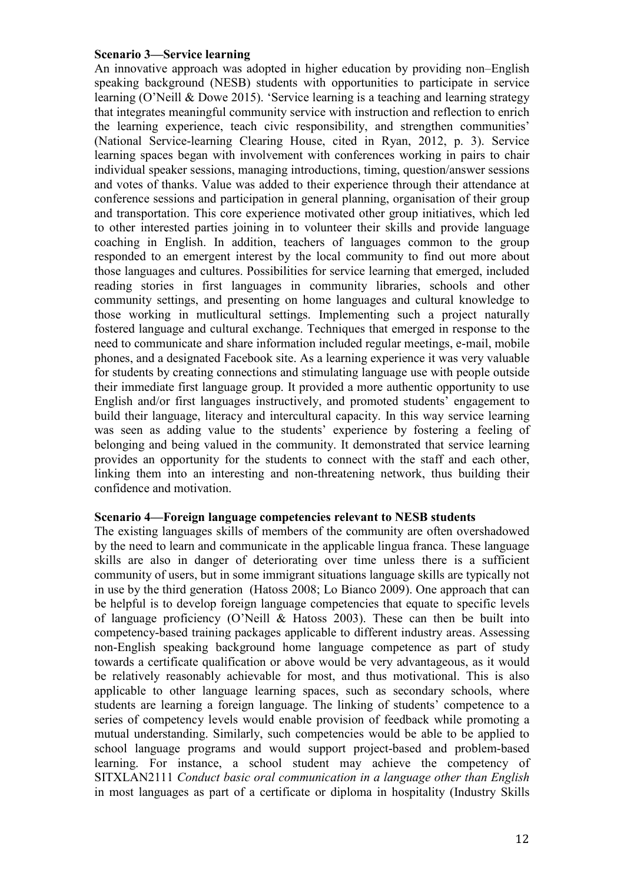**Scenario 3—Service learning**

An innovative approach was adopted in higher education by providing non–English speaking background (NESB) students with opportunities to participate in service learning (O'Neill & Dowe 2015). 'Service learning is a teaching and learning strategy that integrates meaningful community service with instruction and reflection to enrich the learning experience, teach civic responsibility, and strengthen communities' (National Service-learning Clearing House, cited in Ryan, 2012, p. 3). Service learning spaces began with involvement with conferences working in pairs to chair individual speaker sessions, managing introductions, timing, question/answer sessions and votes of thanks. Value was added to their experience through their attendance at conference sessions and participation in general planning, organisation of their group and transportation. This core experience motivated other group initiatives, which led to other interested parties joining in to volunteer their skills and provide language coaching in English. In addition, teachers of languages common to the group responded to an emergent interest by the local community to find out more about those languages and cultures. Possibilities for service learning that emerged, included reading stories in first languages in community libraries, schools and other community settings, and presenting on home languages and cultural knowledge to those working in mutlicultural settings. Implementing such a project naturally fostered language and cultural exchange. Techniques that emerged in response to the need to communicate and share information included regular meetings, e-mail, mobile phones, and a designated Facebook site. As a learning experience it was very valuable for students by creating connections and stimulating language use with people outside their immediate first language group. It provided a more authentic opportunity to use English and/or first languages instructively, and promoted students' engagement to build their language, literacy and intercultural capacity. In this way service learning was seen as adding value to the students' experience by fostering a feeling of belonging and being valued in the community. It demonstrated that service learning provides an opportunity for the students to connect with the staff and each other, linking them into an interesting and non-threatening network, thus building their confidence and motivation.

**Scenario 4—Foreign language competencies relevant to NESB students**

The existing languages skills of members of the community are often overshadowed by the need to learn and communicate in the applicable lingua franca. These language skills are also in danger of deteriorating over time unless there is a sufficient community of users, but in some immigrant situations language skills are typically not in use by the third generation (Hatoss 2008; Lo Bianco 2009). One approach that can be helpful is to develop foreign language competencies that equate to specific levels of language proficiency (O'Neill & Hatoss 2003). These can then be built into competency-based training packages applicable to different industry areas. Assessing non-English speaking background home language competence as part of study towards a certificate qualification or above would be very advantageous, as it would be relatively reasonably achievable for most, and thus motivational. This is also applicable to other language learning spaces, such as secondary schools, where students are learning a foreign language. The linking of students' competence to a series of competency levels would enable provision of feedback while promoting a mutual understanding. Similarly, such competencies would be able to be applied to school language programs and would support project-based and problem-based learning. For instance, a school student may achieve the competency of SITXLAN2111 *Conduct basic oral communication in a language other than English* in most languages as part of a certificate or diploma in hospitality (Industry Skills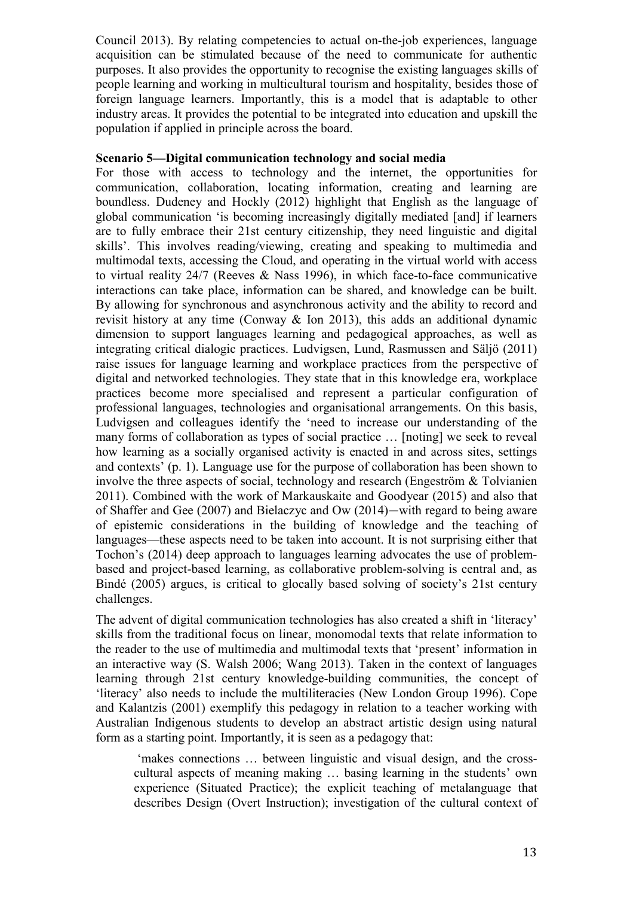Council 2013). By relating competencies to actual on-the-job experiences, language acquisition can be stimulated because of the need to communicate for authentic purposes. It also provides the opportunity to recognise the existing languages skills of people learning and working in multicultural tourism and hospitality, besides those of foreign language learners. Importantly, this is a model that is adaptable to other industry areas. It provides the potential to be integrated into education and upskill the population if applied in principle across the board.

**Scenario 5—Digital communication technology and social media**

For those with access to technology and the internet, the opportunities for communication, collaboration, locating information, creating and learning are boundless. Dudeney and Hockly (2012) highlight that English as the language of global communication 'is becoming increasingly digitally mediated [and] if learners are to fully embrace their 21st century citizenship, they need linguistic and digital skills'. This involves reading/viewing, creating and speaking to multimedia and multimodal texts, accessing the Cloud, and operating in the virtual world with access to virtual reality 24/7 (Reeves & Nass 1996), in which face-to-face communicative interactions can take place, information can be shared, and knowledge can be built. By allowing for synchronous and asynchronous activity and the ability to record and revisit history at any time (Conway & Ion 2013), this adds an additional dynamic dimension to support languages learning and pedagogical approaches, as well as integrating critical dialogic practices. Ludvigsen, Lund, Rasmussen and Säljö (2011) raise issues for language learning and workplace practices from the perspective of digital and networked technologies. They state that in this knowledge era, workplace practices become more specialised and represent a particular configuration of professional languages, technologies and organisational arrangements. On this basis, Ludvigsen and colleagues identify the 'need to increase our understanding of the many forms of collaboration as types of social practice … [noting] we seek to reveal how learning as a socially organised activity is enacted in and across sites, settings and contexts' (p. 1). Language use for the purpose of collaboration has been shown to involve the three aspects of social, technology and research (Engeström & Tolvianien 2011). Combined with the work of Markauskaite and Goodyear (2015) and also that of Shaffer and Gee (2007) and Bielaczyc and Ow (2014)—with regard to being aware of epistemic considerations in the building of knowledge and the teaching of languages—these aspects need to be taken into account. It is not surprising either that Tochon's (2014) deep approach to languages learning advocates the use of problem-based and project-based learning, as collaborative problem-solving is central and, as Bindé (2005) argues, is critical to glocally based solving of society's 21st century challenges.

The advent of digital communication technologies has also created a shift in 'literacy' skills from the traditional focus on linear, monomodal texts that relate information to the reader to the use of multimedia and multimodal texts that 'present' information in an interactive way (S. Walsh 2006; Wang 2013). Taken in the context of languages learning through 21st century knowledge-building communities, the concept of 'literacy' also needs to include the multiliteracies (New London Group 1996). Cope and Kalantzis (2001) exemplify this pedagogy in relation to a teacher working with Australian Indigenous students to develop an abstract artistic design using natural form as a starting point. Importantly, it is seen as a pedagogy that:

> 'makes connections … between linguistic and visual design, and the cross-cultural aspects of meaning making … basing learning in the students' own experience (Situated Practice); the explicit teaching of metalanguage that describes Design (Overt Instruction); investigation of the cultural context of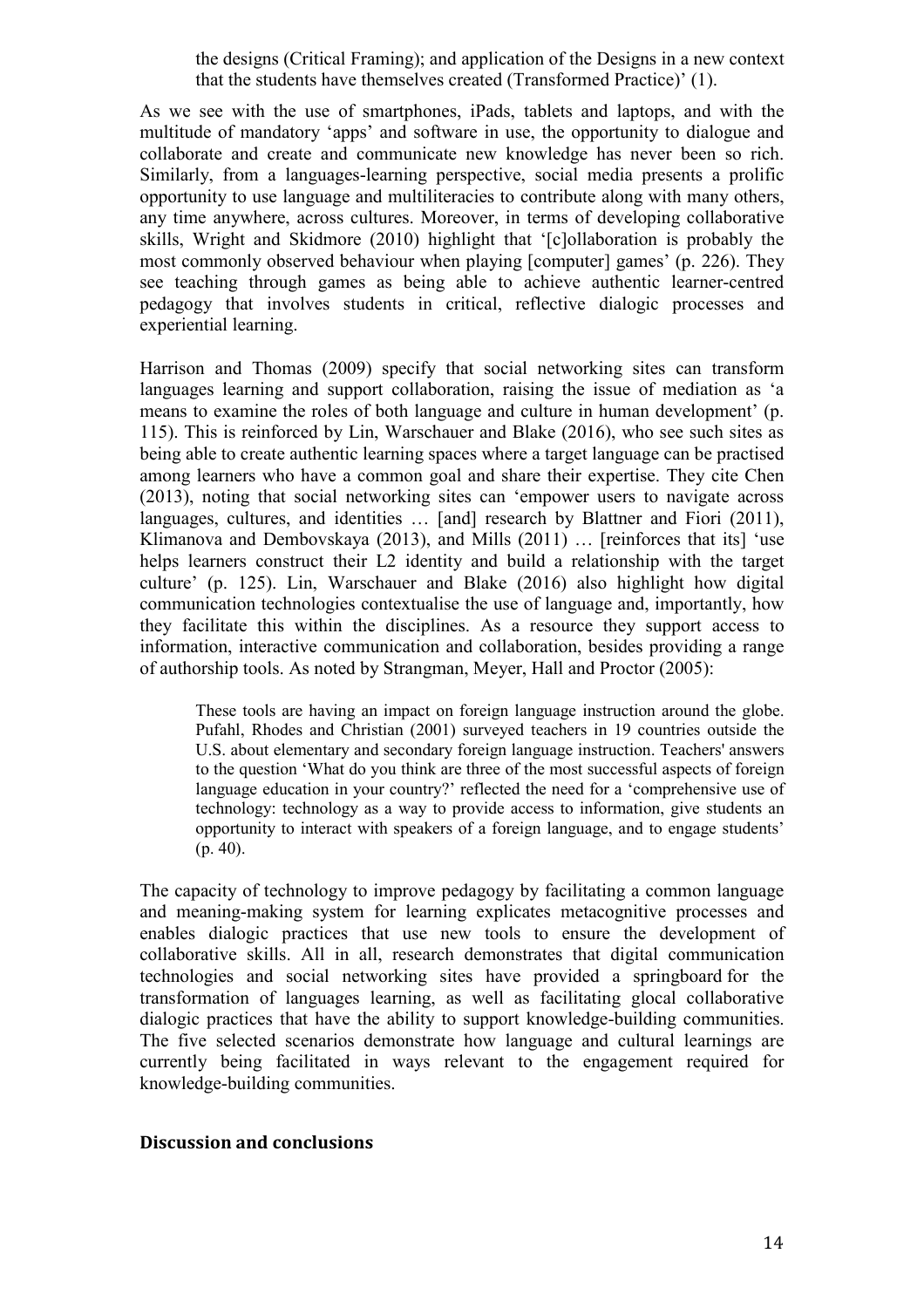> the designs (Critical Framing); and application of the Designs in a new context that the students have themselves created (Transformed Practice)' (1).

As we see with the use of smartphones, iPads, tablets and laptops, and with the multitude of mandatory 'apps' and software in use, the opportunity to dialogue and collaborate and create and communicate new knowledge has never been so rich. Similarly, from a languages-learning perspective, social media presents a prolific opportunity to use language and multiliteracies to contribute along with many others, any time anywhere, across cultures. Moreover, in terms of developing collaborative skills, Wright and Skidmore (2010) highlight that '[c]ollaboration is probably the most commonly observed behaviour when playing [computer] games' (p. 226). They see teaching through games as being able to achieve authentic learner-centred pedagogy that involves students in critical, reflective dialogic processes and experiential learning.

Harrison and Thomas (2009) specify that social networking sites can transform languages learning and support collaboration, raising the issue of mediation as 'a means to examine the roles of both language and culture in human development' (p. 115). This is reinforced by Lin, Warschauer and Blake (2016), who see such sites as being able to create authentic learning spaces where a target language can be practised among learners who have a common goal and share their expertise. They cite Chen (2013), noting that social networking sites can 'empower users to navigate across languages, cultures, and identities … [and] research by Blattner and Fiori (2011), Klimanova and Dembovskaya (2013), and Mills (2011) … [reinforces that its] 'use helps learners construct their L2 identity and build a relationship with the target culture' (p. 125). Lin, Warschauer and Blake (2016) also highlight how digital communication technologies contextualise the use of language and, importantly, how they facilitate this within the disciplines. As a resource they support access to information, interactive communication and collaboration, besides providing a range of authorship tools. As noted by Strangman, Meyer, Hall and Proctor (2005):

> These tools are having an impact on foreign language instruction around the globe. Pufahl, Rhodes and Christian (2001) surveyed teachers in 19 countries outside the U.S. about elementary and secondary foreign language instruction. Teachers' answers to the question 'What do you think are three of the most successful aspects of foreign language education in your country?' reflected the need for a 'comprehensive use of technology: technology as a way to provide access to information, give students an opportunity to interact with speakers of a foreign language, and to engage students' (p. 40).

The capacity of technology to improve pedagogy by facilitating a common language and meaning-making system for learning explicates metacognitive processes and enables dialogic practices that use new tools to ensure the development of collaborative skills. All in all, research demonstrates that digital communication technologies and social networking sites have provided a springboard for the transformation of languages learning, as well as facilitating glocal collaborative dialogic practices that have the ability to support knowledge-building communities. The five selected scenarios demonstrate how language and cultural learnings are currently being facilitated in ways relevant to the engagement required for knowledge-building communities.

## Discussion and conclusions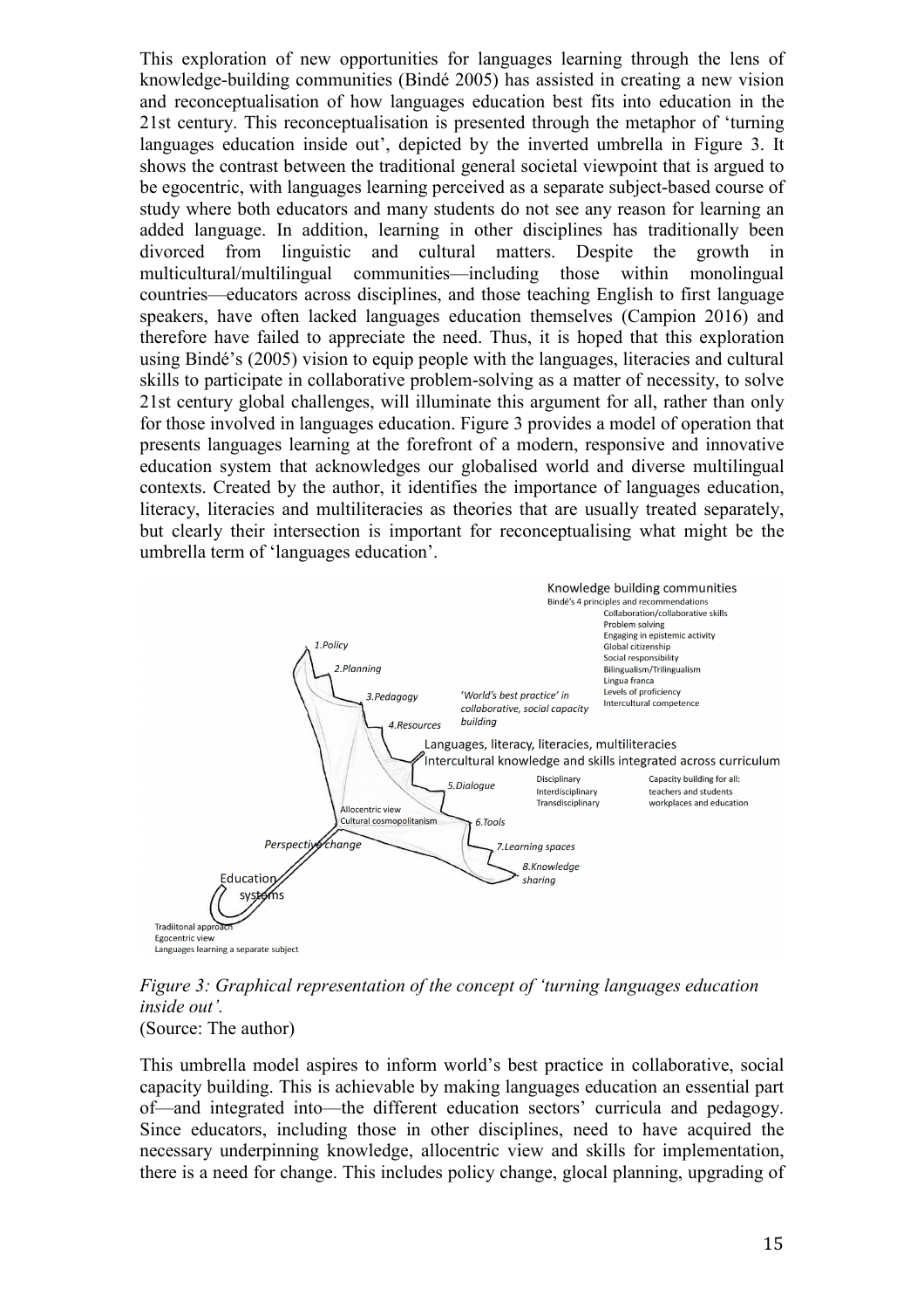This exploration of new opportunities for languages learning through the lens of knowledge-building communities (Bindé 2005) has assisted in creating a new vision and reconceptualisation of how languages education best fits into education in the 21st century. This reconceptualisation is presented through the metaphor of 'turning languages education inside out', depicted by the inverted umbrella in Figure 3. It shows the contrast between the traditional general societal viewpoint that is argued to be egocentric, with languages learning perceived as a separate subject-based course of study where both educators and many students do not see any reason for learning an added language. In addition, learning in other disciplines has traditionally been divorced from linguistic and cultural matters. Despite the growth in multicultural/multilingual communities—including those within monolingual countries—educators across disciplines, and those teaching English to first language speakers, have often lacked languages education themselves (Campion 2016) and therefore have failed to appreciate the need. Thus, it is hoped that this exploration using Bindé's (2005) vision to equip people with the languages, literacies and cultural skills to participate in collaborative problem-solving as a matter of necessity, to solve 21st century global challenges, will illuminate this argument for all, rather than only for those involved in languages education. Figure 3 provides a model of operation that presents languages learning at the forefront of a modern, responsive and innovative education system that acknowledges our globalised world and diverse multilingual contexts. Created by the author, it identifies the importance of languages education, literacy, literacies and multiliteracies as theories that are usually treated separately, but clearly their intersection is important for reconceptualising what might be the umbrella term of 'languages education'.

*Figure 3: Graphical representation of the concept of 'turning languages education inside out'.*
(Source: The author)

This umbrella model aspires to inform world's best practice in collaborative, social capacity building. This is achievable by making languages education an essential part of—and integrated into—the different education sectors' curricula and pedagogy. Since educators, including those in other disciplines, need to have acquired the necessary underpinning knowledge, allocentric view and skills for implementation, there is a need for change. This includes policy change, glocal planning, upgrading of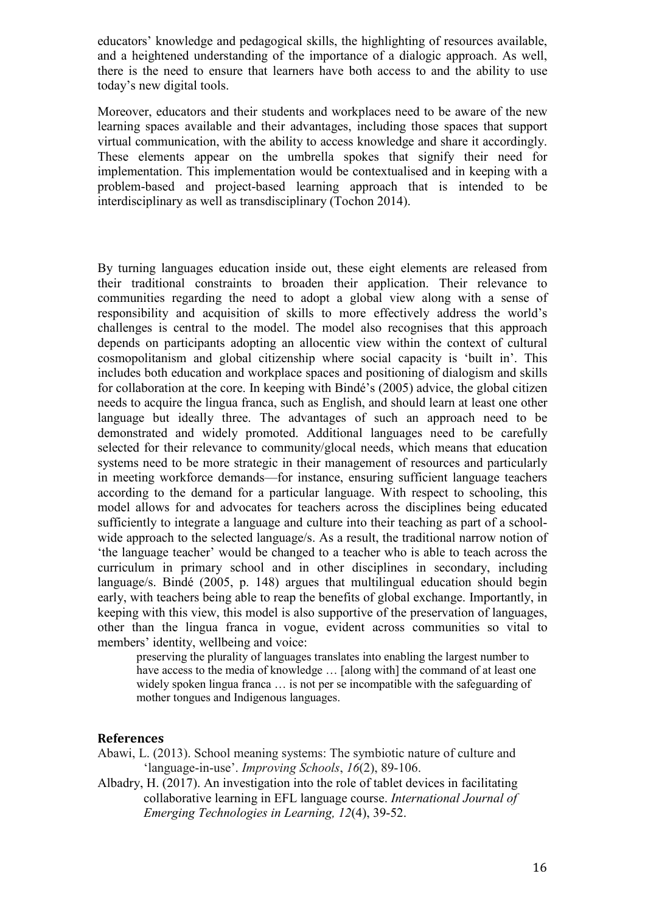educators' knowledge and pedagogical skills, the highlighting of resources available, and a heightened understanding of the importance of a dialogic approach. As well, there is the need to ensure that learners have both access to and the ability to use today's new digital tools.

Moreover, educators and their students and workplaces need to be aware of the new learning spaces available and their advantages, including those spaces that support virtual communication, with the ability to access knowledge and share it accordingly. These elements appear on the umbrella spokes that signify their need for implementation. This implementation would be contextualised and in keeping with a problem-based and project-based learning approach that is intended to be interdisciplinary as well as transdisciplinary (Tochon 2014).

By turning languages education inside out, these eight elements are released from their traditional constraints to broaden their application. Their relevance to communities regarding the need to adopt a global view along with a sense of responsibility and acquisition of skills to more effectively address the world's challenges is central to the model. The model also recognises that this approach depends on participants adopting an allocentic view within the context of cultural cosmopolitanism and global citizenship where social capacity is 'built in'. This includes both education and workplace spaces and positioning of dialogism and skills for collaboration at the core. In keeping with Bindé's (2005) advice, the global citizen needs to acquire the lingua franca, such as English, and should learn at least one other language but ideally three. The advantages of such an approach need to be demonstrated and widely promoted. Additional languages need to be carefully selected for their relevance to community/glocal needs, which means that education systems need to be more strategic in their management of resources and particularly in meeting workforce demands—for instance, ensuring sufficient language teachers according to the demand for a particular language. With respect to schooling, this model allows for and advocates for teachers across the disciplines being educated sufficiently to integrate a language and culture into their teaching as part of a school-wide approach to the selected language/s. As a result, the traditional narrow notion of 'the language teacher' would be changed to a teacher who is able to teach across the curriculum in primary school and in other disciplines in secondary, including language/s. Bindé (2005, p. 148) argues that multilingual education should begin early, with teachers being able to reap the benefits of global exchange. Importantly, in keeping with this view, this model is also supportive of the preservation of languages, other than the lingua franca in vogue, evident across communities so vital to members' identity, wellbeing and voice:

> preserving the plurality of languages translates into enabling the largest number to have access to the media of knowledge … [along with] the command of at least one widely spoken lingua franca … is not per se incompatible with the safeguarding of mother tongues and Indigenous languages.

## References

Abawi, L. (2013). School meaning systems: The symbiotic nature of culture and 'language-in-use'. *Improving Schools*, *16*(2), 89-106.

Albadry, H. (2017). An investigation into the role of tablet devices in facilitating collaborative learning in EFL language course. *International Journal of Emerging Technologies in Learning, 12*(4), 39-52.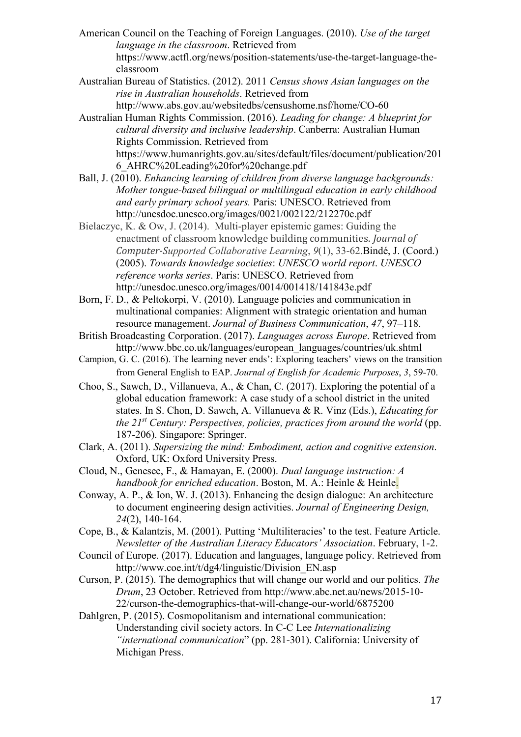American Council on the Teaching of Foreign Languages. (2010). *Use of the target language in the classroom*. Retrieved from https://www.actfl.org/news/position-statements/use-the-target-language-the-classroom

Australian Bureau of Statistics. (2012). 2011 *Census shows Asian languages on the rise in Australian households*. Retrieved from http://www.abs.gov.au/websitedbs/censushome.nsf/home/CO-60

Australian Human Rights Commission. (2016). *Leading for change: A blueprint for cultural diversity and inclusive leadership*. Canberra: Australian Human Rights Commission. Retrieved from https://www.humanrights.gov.au/sites/default/files/document/publication/2016_AHRC%20Leading%20for%20change.pdf

Ball, J. (2010). *Enhancing learning of children from diverse language backgrounds: Mother tongue-based bilingual or multilingual education in early childhood and early primary school years.* Paris: UNESCO. Retrieved from http://unesdoc.unesco.org/images/0021/002122/212270e.pdf

Bielaczyc, K. & Ow, J. (2014). Multi-player epistemic games: Guiding the enactment of classroom knowledge building communities. *Journal of Computer-Supported Collaborative Learning*, *9*(1), 33-62.Bindé, J. (Coord.) (2005). *Towards knowledge societies*: *UNESCO world report*. *UNESCO reference works series*. Paris: UNESCO. Retrieved from http://unesdoc.unesco.org/images/0014/001418/141843e.pdf

Born, F. D., & Peltokorpi, V. (2010). Language policies and communication in multinational companies: Alignment with strategic orientation and human resource management. *Journal of Business Communication*, *47*, 97–118.

British Broadcasting Corporation. (2017). *Languages across Europe*. Retrieved from http://www.bbc.co.uk/languages/european_languages/countries/uk.shtml

Campion, G. C. (2016). The learning never ends': Exploring teachers' views on the transition from General English to EAP. *Journal of English for Academic Purposes*, *3*, 59-70.

Choo, S., Sawch, D., Villanueva, A., & Chan, C. (2017). Exploring the potential of a global education framework: A case study of a school district in the united states. In S. Chon, D. Sawch, A. Villanueva & R. Vinz (Eds.), *Educating for the 21st Century: Perspectives, policies, practices from around the world* (pp. 187-206). Singapore: Springer.

Clark, A. (2011). *Supersizing the mind: Embodiment, action and cognitive extension*. Oxford, UK: Oxford University Press.

Cloud, N., Genesee, F., & Hamayan, E. (2000). *Dual language instruction: A handbook for enriched education*. Boston, M. A.: Heinle & Heinle.

Conway, A. P., & Ion, W. J. (2013). Enhancing the design dialogue: An architecture to document engineering design activities. *Journal of Engineering Design, 24*(2), 140-164.

Cope, B., & Kalantzis, M. (2001). Putting 'Multiliteracies' to the test. Feature Article. *Newsletter of the Australian Literacy Educators' Association*. February, 1-2.

Council of Europe. (2017). Education and languages, language policy. Retrieved from http://www.coe.int/t/dg4/linguistic/Division_EN.asp

Curson, P. (2015). The demographics that will change our world and our politics. *The Drum*, 23 October. Retrieved from http://www.abc.net.au/news/2015-10-22/curson-the-demographics-that-will-change-our-world/6875200

Dahlgren, P. (2015). Cosmopolitanism and international communication: Understanding civil society actors. In C-C Lee *Internationalizing "international communication*" (pp. 281-301). California: University of Michigan Press.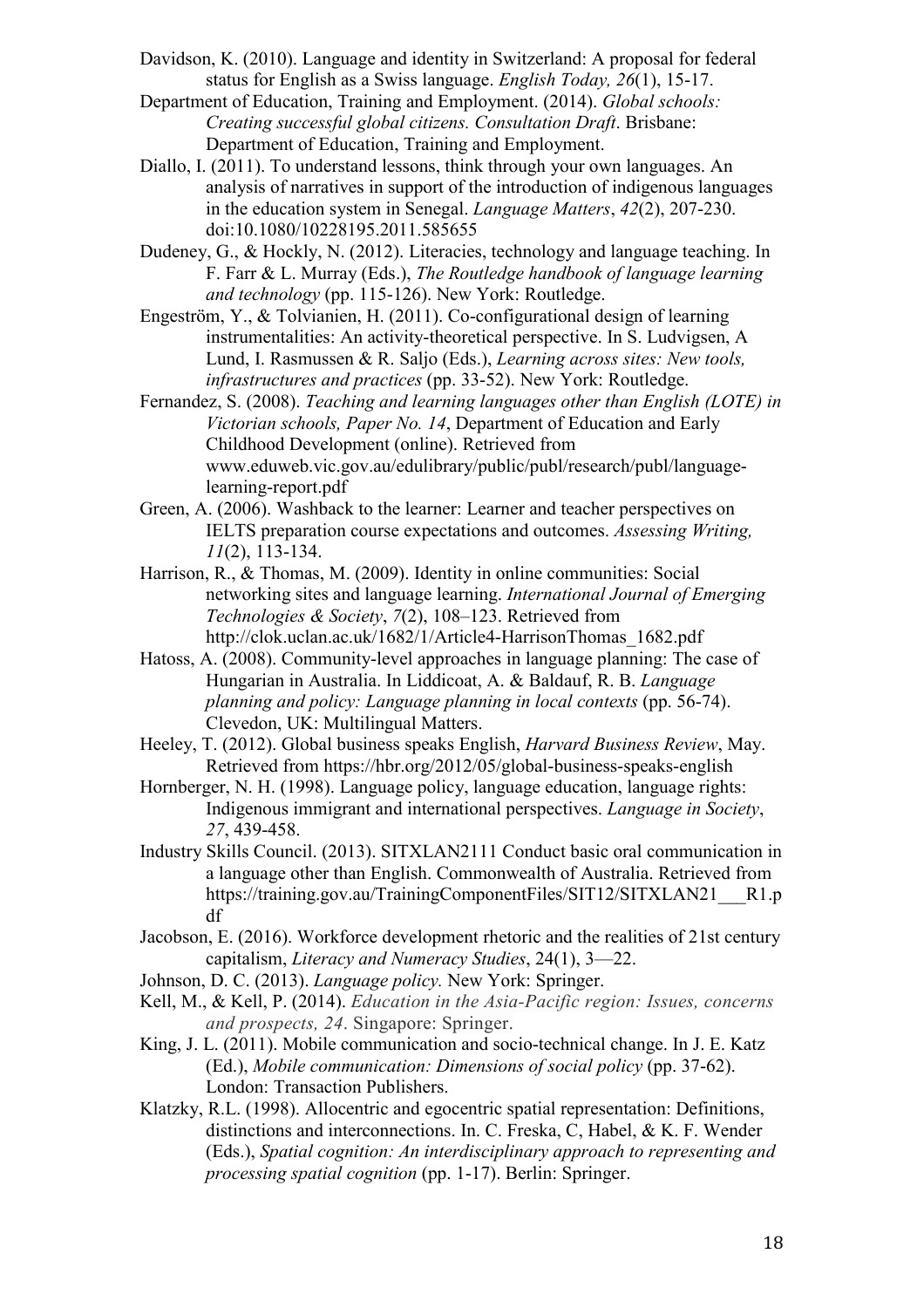Davidson, K. (2010). Language and identity in Switzerland: A proposal for federal status for English as a Swiss language. *English Today, 26*(1), 15-17.

Department of Education, Training and Employment. (2014). *Global schools: Creating successful global citizens. Consultation Draft*. Brisbane: Department of Education, Training and Employment.

Diallo, I. (2011). To understand lessons, think through your own languages. An analysis of narratives in support of the introduction of indigenous languages in the education system in Senegal. *Language Matters*, *42*(2), 207-230. doi:10.1080/10228195.2011.585655

Dudeney, G., & Hockly, N. (2012). Literacies, technology and language teaching. In F. Farr & L. Murray (Eds.), *The Routledge handbook of language learning and technology* (pp. 115-126). New York: Routledge.

Engeström, Y., & Tolvianien, H. (2011). Co-configurational design of learning instrumentalities: An activity-theoretical perspective. In S. Ludvigsen, A Lund, I. Rasmussen & R. Saljo (Eds.), *Learning across sites: New tools, infrastructures and practices* (pp. 33-52). New York: Routledge.

Fernandez, S. (2008). *Teaching and learning languages other than English (LOTE) in Victorian schools, Paper No. 14*, Department of Education and Early Childhood Development (online). Retrieved from www.eduweb.vic.gov.au/edulibrary/public/publ/research/publ/language-learning-report.pdf

Green, A. (2006). Washback to the learner: Learner and teacher perspectives on IELTS preparation course expectations and outcomes. *Assessing Writing, 11*(2), 113-134.

Harrison, R., & Thomas, M. (2009). Identity in online communities: Social networking sites and language learning. *International Journal of Emerging Technologies & Society*, *7*(2), 108–123. Retrieved from http://clok.uclan.ac.uk/1682/1/Article4-HarrisonThomas_1682.pdf

Hatoss, A. (2008). Community-level approaches in language planning: The case of Hungarian in Australia. In Liddicoat, A. & Baldauf, R. B. *Language planning and policy: Language planning in local contexts* (pp. 56-74). Clevedon, UK: Multilingual Matters.

Heeley, T. (2012). Global business speaks English, *Harvard Business Review*, May. Retrieved from https://hbr.org/2012/05/global-business-speaks-english

Hornberger, N. H. (1998). Language policy, language education, language rights: Indigenous immigrant and international perspectives. *Language in Society*, *27*, 439-458.

Industry Skills Council. (2013). SITXLAN2111 Conduct basic oral communication in a language other than English. Commonwealth of Australia. Retrieved from https://training.gov.au/TrainingComponentFiles/SIT12/SITXLAN21___R1.pdf

Jacobson, E. (2016). Workforce development rhetoric and the realities of 21st century capitalism, *Literacy and Numeracy Studies*, 24(1), 3—22.

Johnson, D. C. (2013). *Language policy.* New York: Springer.

Kell, M., & Kell, P. (2014). *Education in the Asia-Pacific region: Issues, concerns and prospects, 24*. Singapore: Springer.

King, J. L. (2011). Mobile communication and socio-technical change. In J. E. Katz (Ed.), *Mobile communication: Dimensions of social policy* (pp. 37-62). London: Transaction Publishers.

Klatzky, R.L. (1998). Allocentric and egocentric spatial representation: Definitions, distinctions and interconnections. In. C. Freska, C, Habel, & K. F. Wender (Eds.), *Spatial cognition: An interdisciplinary approach to representing and processing spatial cognition* (pp. 1-17). Berlin: Springer.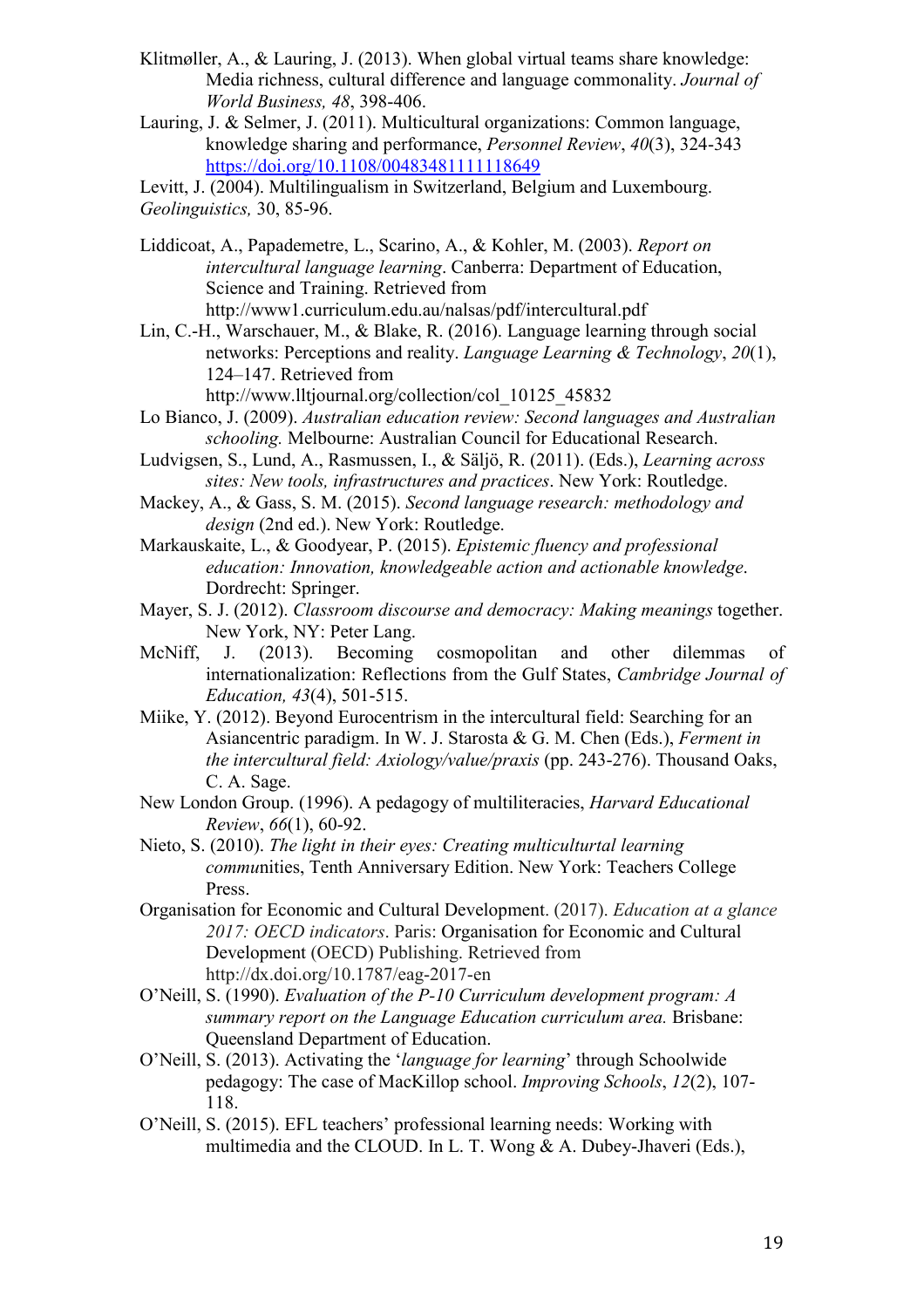Klitmøller, A., & Lauring, J. (2013). When global virtual teams share knowledge: Media richness, cultural difference and language commonality. *Journal of World Business, 48*, 398-406.

Lauring, J. & Selmer, J. (2011). Multicultural organizations: Common language, knowledge sharing and performance, *Personnel Review*, *40*(3), 324-343 https://doi.org/10.1108/00483481111118649

Levitt, J. (2004). Multilingualism in Switzerland, Belgium and Luxembourg. *Geolinguistics,* 30, 85-96.

Liddicoat, A., Papademetre, L., Scarino, A., & Kohler, M. (2003). *Report on intercultural language learning*. Canberra: Department of Education, Science and Training. Retrieved from http://www1.curriculum.edu.au/nalsas/pdf/intercultural.pdf

Lin, C.-H., Warschauer, M., & Blake, R. (2016). Language learning through social networks: Perceptions and reality. *Language Learning & Technology*, *20*(1), 124–147. Retrieved from http://www.lltjournal.org/collection/col_10125_45832

Lo Bianco, J. (2009). *Australian education review: Second languages and Australian schooling.* Melbourne: Australian Council for Educational Research.

Ludvigsen, S., Lund, A., Rasmussen, I., & Säljö, R. (2011). (Eds.), *Learning across sites: New tools, infrastructures and practices*. New York: Routledge.

Mackey, A., & Gass, S. M. (2015). *Second language research: methodology and design* (2nd ed.). New York: Routledge.

Markauskaite, L., & Goodyear, P. (2015). *Epistemic fluency and professional education: Innovation, knowledgeable action and actionable knowledge*. Dordrecht: Springer.

Mayer, S. J. (2012). *Classroom discourse and democracy: Making meanings* together. New York, NY: Peter Lang.

McNiff, J. (2013). Becoming cosmopolitan and other dilemmas of internationalization: Reflections from the Gulf States, *Cambridge Journal of Education, 43*(4), 501-515.

Miike, Y. (2012). Beyond Eurocentrism in the intercultural field: Searching for an Asiancentric paradigm. In W. J. Starosta & G. M. Chen (Eds.), *Ferment in the intercultural field: Axiology/value/praxis* (pp. 243-276). Thousand Oaks, C. A. Sage.

New London Group. (1996). A pedagogy of multiliteracies, *Harvard Educational Review*, *66*(1), 60-92.

Nieto, S. (2010). *The light in their eyes: Creating multiculturtal learning commu*nities, Tenth Anniversary Edition. New York: Teachers College Press.

Organisation for Economic and Cultural Development. (2017). *Education at a glance 2017: OECD indicators*. Paris: Organisation for Economic and Cultural Development (OECD) Publishing. Retrieved from http://dx.doi.org/10.1787/eag-2017-en

O'Neill, S. (1990). *Evaluation of the P-10 Curriculum development program: A summary report on the Language Education curriculum area.* Brisbane: Queensland Department of Education.

O'Neill, S. (2013). Activating the '*language for learning*' through Schoolwide pedagogy: The case of MacKillop school. *Improving Schools*, *12*(2), 107-118.

O'Neill, S. (2015). EFL teachers' professional learning needs: Working with multimedia and the CLOUD. In L. T. Wong & A. Dubey-Jhaveri (Eds.),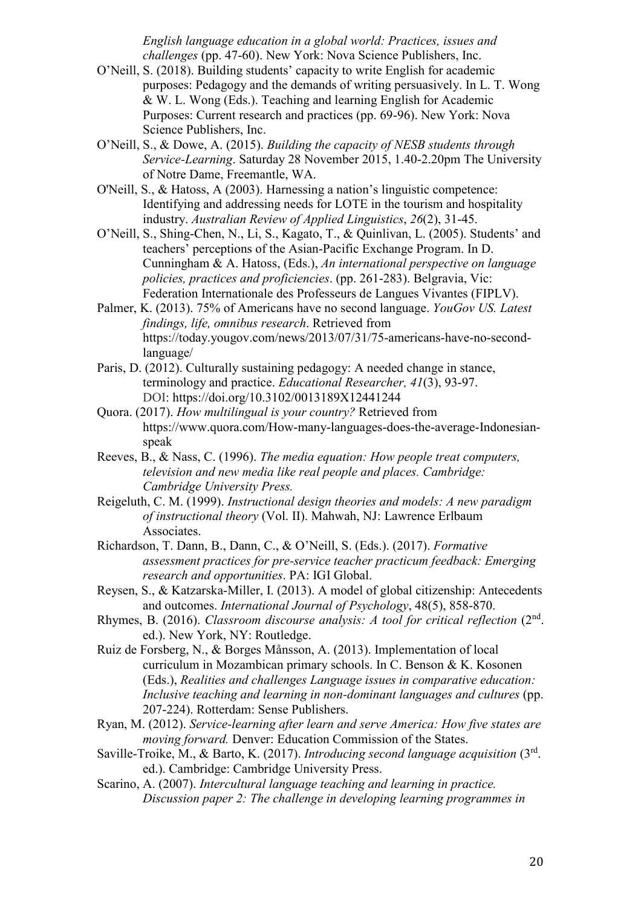*English language education in a global world: Practices, issues and challenges* (pp. 47-60). New York: Nova Science Publishers, Inc.

O'Neill, S. (2018). Building students' capacity to write English for academic purposes: Pedagogy and the demands of writing persuasively. In L. T. Wong & W. L. Wong (Eds.). Teaching and learning English for Academic Purposes: Current research and practices (pp. 69-96). New York: Nova Science Publishers, Inc.

O'Neill, S., & Dowe, A. (2015). *Building the capacity of NESB students through Service-Learning*. Saturday 28 November 2015, 1.40-2.20pm The University of Notre Dame, Freemantle, WA.

O'Neill, S., & Hatoss, A (2003). Harnessing a nation's linguistic competence: Identifying and addressing needs for LOTE in the tourism and hospitality industry. *Australian Review of Applied Linguistics*, *26*(2), 31-45.

O'Neill, S., Shing-Chen, N., Li, S., Kagato, T., & Quinlivan, L. (2005). Students' and teachers' perceptions of the Asian-Pacific Exchange Program. In D. Cunningham & A. Hatoss, (Eds.), *An international perspective on language policies, practices and proficiencies*. (pp. 261-283). Belgravia, Vic: Federation Internationale des Professeurs de Langues Vivantes (FIPLV).

Palmer, K. (2013). 75% of Americans have no second language. *YouGov US. Latest findings, life, omnibus research*. Retrieved from https://today.yougov.com/news/2013/07/31/75-americans-have-no-second-language/

Paris, D. (2012). Culturally sustaining pedagogy: A needed change in stance, terminology and practice. *Educational Researcher, 41*(3), 93-97. DOI: https://doi.org/10.3102/0013189X12441244

Quora. (2017). *How multilingual is your country?* Retrieved from https://www.quora.com/How-many-languages-does-the-average-Indonesian-speak

Reeves, B., & Nass, C. (1996). *The media equation: How people treat computers, television and new media like real people and places. Cambridge: Cambridge University Press.*

Reigeluth, C. M. (1999). *Instructional design theories and models: A new paradigm of instructional theory* (Vol. II). Mahwah, NJ: Lawrence Erlbaum Associates.

Richardson, T. Dann, B., Dann, C., & O'Neill, S. (Eds.). (2017). *Formative assessment practices for pre-service teacher practicum feedback: Emerging research and opportunities*. PA: IGI Global.

Reysen, S., & Katzarska-Miller, I. (2013). A model of global citizenship: Antecedents and outcomes. *International Journal of Psychology*, 48(5), 858-870.

Rhymes, B. (2016). *Classroom discourse analysis: A tool for critical reflection* (2nd. ed.). New York, NY: Routledge.

Ruiz de Forsberg, N., & Borges Månsson, A. (2013). Implementation of local curriculum in Mozambican primary schools. In C. Benson & K. Kosonen (Eds.), *Realities and challenges Language issues in comparative education: Inclusive teaching and learning in non-dominant languages and cultures* (pp. 207-224). Rotterdam: Sense Publishers.

Ryan, M. (2012). *Service-learning after learn and serve America: How five states are moving forward.* Denver: Education Commission of the States.

Saville-Troike, M., & Barto, K. (2017). *Introducing second language acquisition* (3rd. ed.). Cambridge: Cambridge University Press.

Scarino, A. (2007). *Intercultural language teaching and learning in practice. Discussion paper 2: The challenge in developing learning programmes in*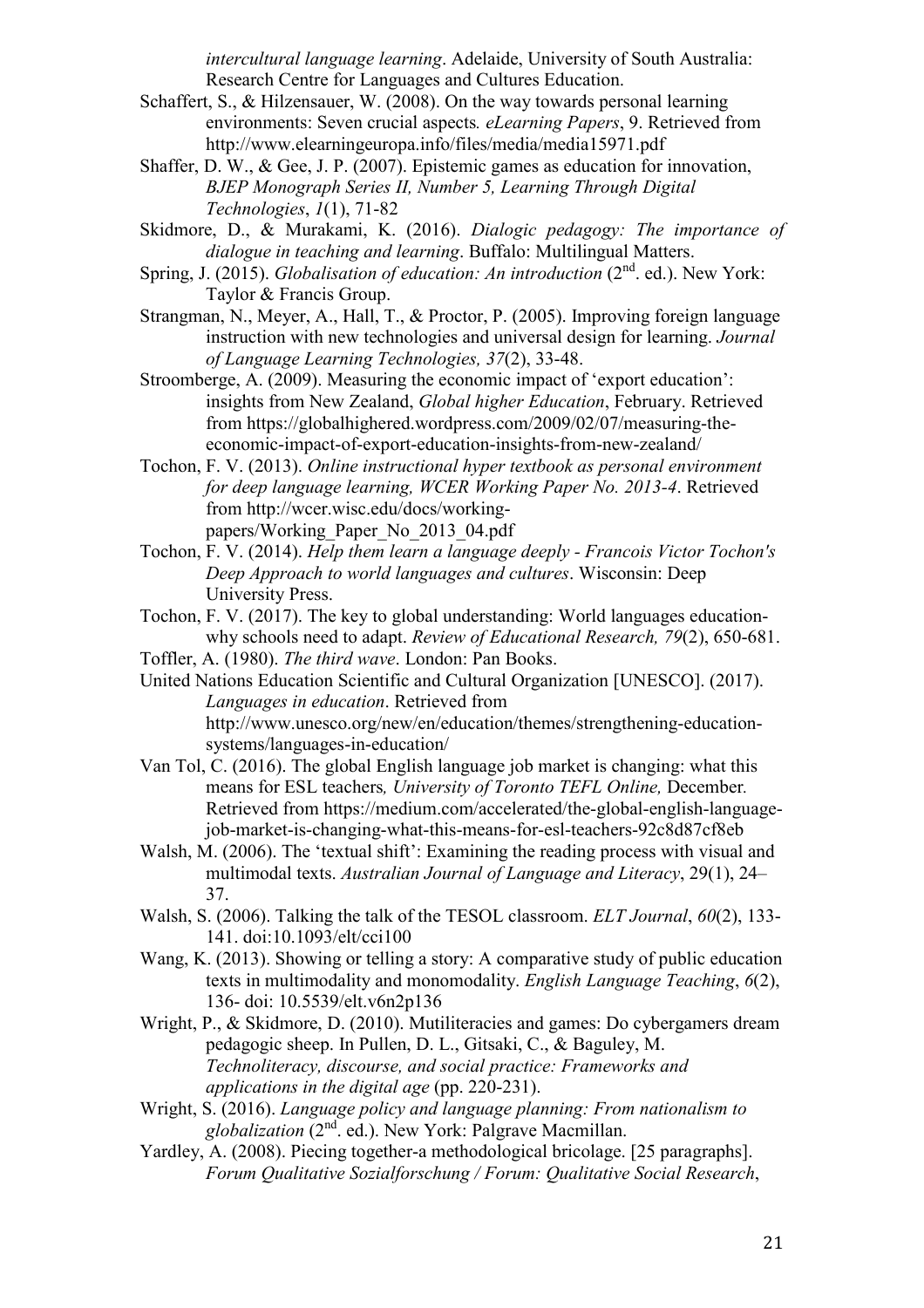*intercultural language learning*. Adelaide, University of South Australia: Research Centre for Languages and Cultures Education.

Schaffert, S., & Hilzensauer, W. (2008). On the way towards personal learning environments: Seven crucial aspects*. eLearning Papers*, 9. Retrieved from http://www.elearningeuropa.info/files/media/media15971.pdf

Shaffer, D. W., & Gee, J. P. (2007). Epistemic games as education for innovation, *BJEP Monograph Series II, Number 5, Learning Through Digital Technologies*, *1*(1), 71-82

Skidmore, D., & Murakami, K. (2016). *Dialogic pedagogy: The importance of dialogue in teaching and learning*. Buffalo: Multilingual Matters.

Spring, J. (2015). *Globalisation of education: An introduction* (2nd. ed.). New York: Taylor & Francis Group.

Strangman, N., Meyer, A., Hall, T., & Proctor, P. (2005). Improving foreign language instruction with new technologies and universal design for learning. *Journal of Language Learning Technologies, 37*(2), 33-48.

Stroomberge, A. (2009). Measuring the economic impact of 'export education': insights from New Zealand, *Global higher Education*, February. Retrieved from https://globalhighered.wordpress.com/2009/02/07/measuring-the-economic-impact-of-export-education-insights-from-new-zealand/

Tochon, F. V. (2013). *Online instructional hyper textbook as personal environment for deep language learning, WCER Working Paper No. 2013-4*. Retrieved from http://wcer.wisc.edu/docs/working-papers/Working_Paper_No_2013_04.pdf

Tochon, F. V. (2014). *Help them learn a language deeply - Francois Victor Tochon's Deep Approach to world languages and cultures*. Wisconsin: Deep University Press.

Tochon, F. V. (2017). The key to global understanding: World languages education-why schools need to adapt. *Review of Educational Research, 79*(2), 650-681.

Toffler, A. (1980). *The third wave*. London: Pan Books.

United Nations Education Scientific and Cultural Organization [UNESCO]. (2017). *Languages in education*. Retrieved from http://www.unesco.org/new/en/education/themes/strengthening-education-systems/languages-in-education/

Van Tol, C. (2016). The global English language job market is changing: what this means for ESL teachers*, University of Toronto TEFL Online,* December*.* Retrieved from https://medium.com/accelerated/the-global-english-language-job-market-is-changing-what-this-means-for-esl-teachers-92c8d87cf8eb

Walsh, M. (2006). The 'textual shift': Examining the reading process with visual and multimodal texts. *Australian Journal of Language and Literacy*, 29(1), 24–37.

Walsh, S. (2006). Talking the talk of the TESOL classroom. *ELT Journal*, *60*(2), 133-141. doi:10.1093/elt/cci100

Wang, K. (2013). Showing or telling a story: A comparative study of public education texts in multimodality and monomodality. *English Language Teaching*, *6*(2), 136- doi: 10.5539/elt.v6n2p136

Wright, P., & Skidmore, D. (2010). Mutiliteracies and games: Do cybergamers dream pedagogic sheep. In Pullen, D. L., Gitsaki, C., & Baguley, M. *Technoliteracy, discourse, and social practice: Frameworks and applications in the digital age* (pp. 220-231).

Wright, S. (2016). *Language policy and language planning: From nationalism to globalization* (2nd. ed.). New York: Palgrave Macmillan.

Yardley, A. (2008). Piecing together-a methodological bricolage. [25 paragraphs]. *Forum Qualitative Sozialforschung / Forum: Qualitative Social Research*,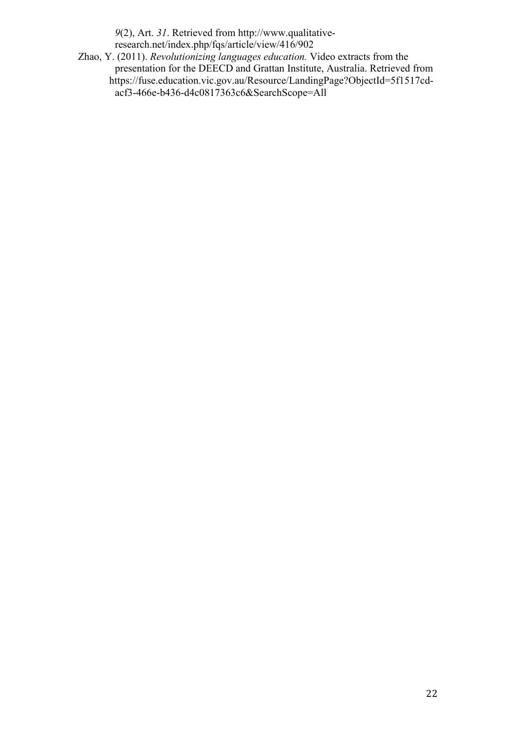*9*(2), Art. *31*. Retrieved from http://www.qualitative-research.net/index.php/fqs/article/view/416/902

Zhao, Y. (2011). *Revolutionizing languages education.* Video extracts from the presentation for the DEECD and Grattan Institute, Australia. Retrieved from https://fuse.education.vic.gov.au/Resource/LandingPage?ObjectId=5f1517cd-acf3-466e-b436-d4c0817363c6&SearchScope=All